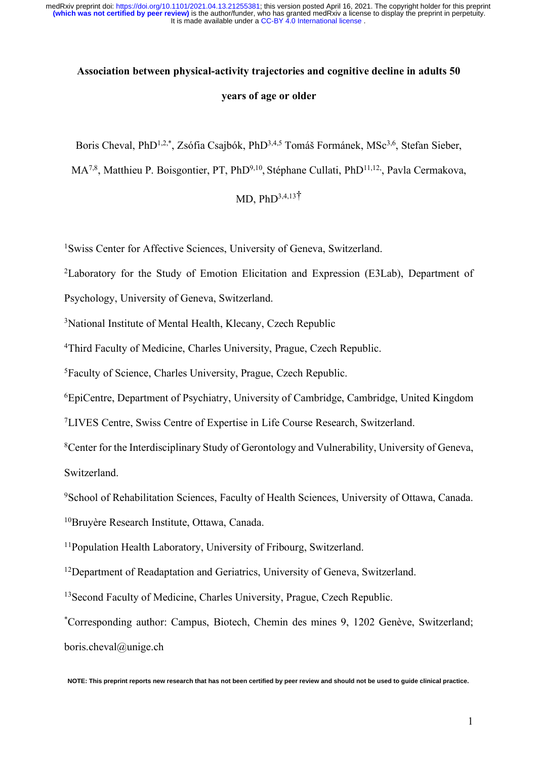# Association between physical-activity trajectories and cognitive decline in adults 50 years of age or older

Boris Cheval, PhD[1,2,*], Zsófia Csajbók, PhD[3,4,5] Tomáš Formánek, MSc[3,6], Stefan Sieber, MA[7,8], Matthieu P. Boisgontier, PT, PhD[9,10], Stéphane Cullati, PhD[11,12], Pavla Cermakova, MD, PhD[3,4,13†]

[1]Swiss Center for Affective Sciences, University of Geneva, Switzerland.

[2]Laboratory for the Study of Emotion Elicitation and Expression (E3Lab), Department of Psychology, University of Geneva, Switzerland.

[3]National Institute of Mental Health, Klecany, Czech Republic

[4]Third Faculty of Medicine, Charles University, Prague, Czech Republic.

[5]Faculty of Science, Charles University, Prague, Czech Republic.

[6]EpiCentre, Department of Psychiatry, University of Cambridge, Cambridge, United Kingdom

[7]LIVES Centre, Swiss Centre of Expertise in Life Course Research, Switzerland.

[8]Center for the Interdisciplinary Study of Gerontology and Vulnerability, University of Geneva, Switzerland.

[9]School of Rehabilitation Sciences, Faculty of Health Sciences, University of Ottawa, Canada.

[10]Bruyère Research Institute, Ottawa, Canada.

[11]Population Health Laboratory, University of Fribourg, Switzerland.

[12]Department of Readaptation and Geriatrics, University of Geneva, Switzerland.

[13]Second Faculty of Medicine, Charles University, Prague, Czech Republic.

*Corresponding author: Campus, Biotech, Chemin des mines 9, 1202 Genève, Switzerland; boris.cheval@unige.ch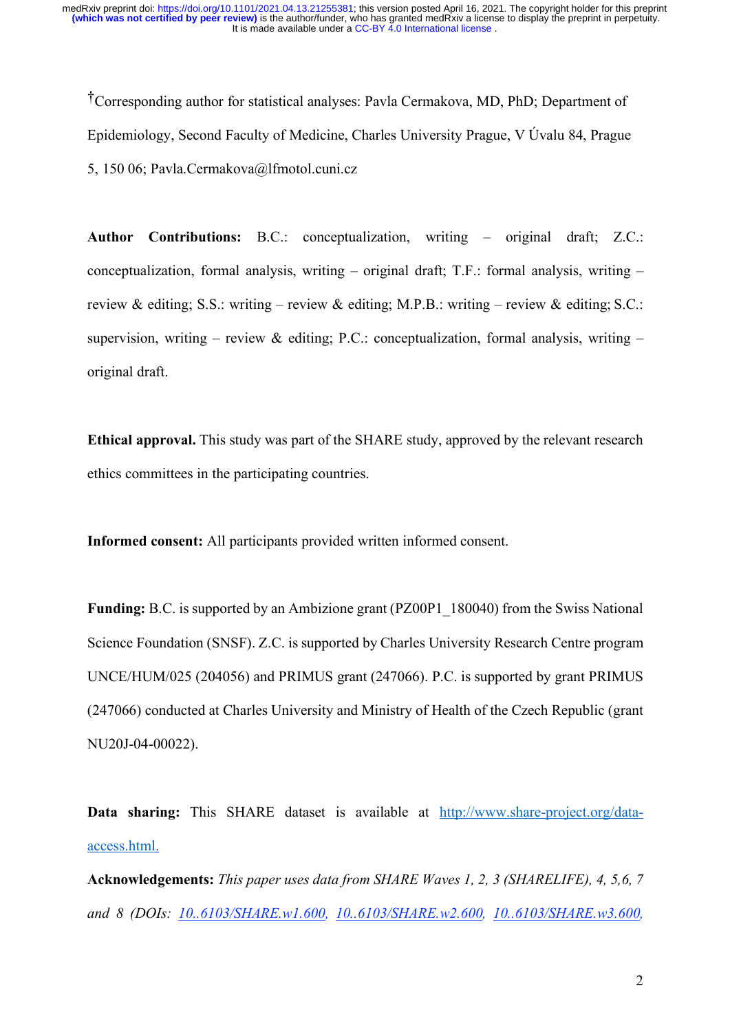†Corresponding author for statistical analyses: Pavla Cermakova, MD, PhD; Department of Epidemiology, Second Faculty of Medicine, Charles University Prague, V Úvalu 84, Prague 5, 150 06; Pavla.Cermakova@lfmotol.cuni.cz

**Author Contributions:** B.C.: conceptualization, writing – original draft; Z.C.: conceptualization, formal analysis, writing – original draft; T.F.: formal analysis, writing – review & editing; S.S.: writing – review & editing; M.P.B.: writing – review & editing; S.C.: supervision, writing – review & editing; P.C.: conceptualization, formal analysis, writing – original draft.

**Ethical approval.** This study was part of the SHARE study, approved by the relevant research ethics committees in the participating countries.

**Informed consent:** All participants provided written informed consent.

**Funding:** B.C. is supported by an Ambizione grant (PZ00P1_180040) from the Swiss National Science Foundation (SNSF). Z.C. is supported by Charles University Research Centre program UNCE/HUM/025 (204056) and PRIMUS grant (247066). P.C. is supported by grant PRIMUS (247066) conducted at Charles University and Ministry of Health of the Czech Republic (grant NU20J-04-00022).

**Data sharing:** This SHARE dataset is available at http://www.share-project.org/data-access.html.

**Acknowledgements:** *This paper uses data from SHARE Waves 1, 2, 3 (SHARELIFE), 4, 5,6, 7 and 8 (DOIs: 10..6103/SHARE.w1.600, 10..6103/SHARE.w2.600, 10..6103/SHARE.w3.600,*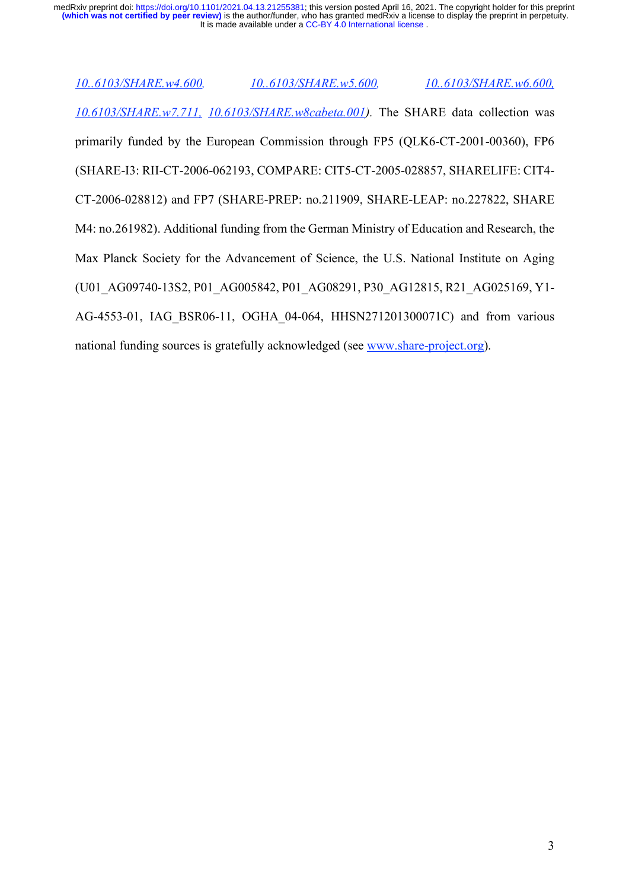*10..6103/SHARE.w4.600, 10..6103/SHARE.w5.600, 10..6103/SHARE.w6.600, 10.6103/SHARE.w7.711, 10.6103/SHARE.w8cabeta.001)*. The SHARE data collection was primarily funded by the European Commission through FP5 (QLK6-CT-2001-00360), FP6 (SHARE-I3: RII-CT-2006-062193, COMPARE: CIT5-CT-2005-028857, SHARELIFE: CIT4-CT-2006-028812) and FP7 (SHARE-PREP: no.211909, SHARE-LEAP: no.227822, SHARE M4: no.261982). Additional funding from the German Ministry of Education and Research, the Max Planck Society for the Advancement of Science, the U.S. National Institute on Aging (U01_AG09740-13S2, P01_AG005842, P01_AG08291, P30_AG12815, R21_AG025169, Y1-AG-4553-01, IAG_BSR06-11, OGHA_04-064, HHSN271201300071C) and from various national funding sources is gratefully acknowledged (see www.share-project.org).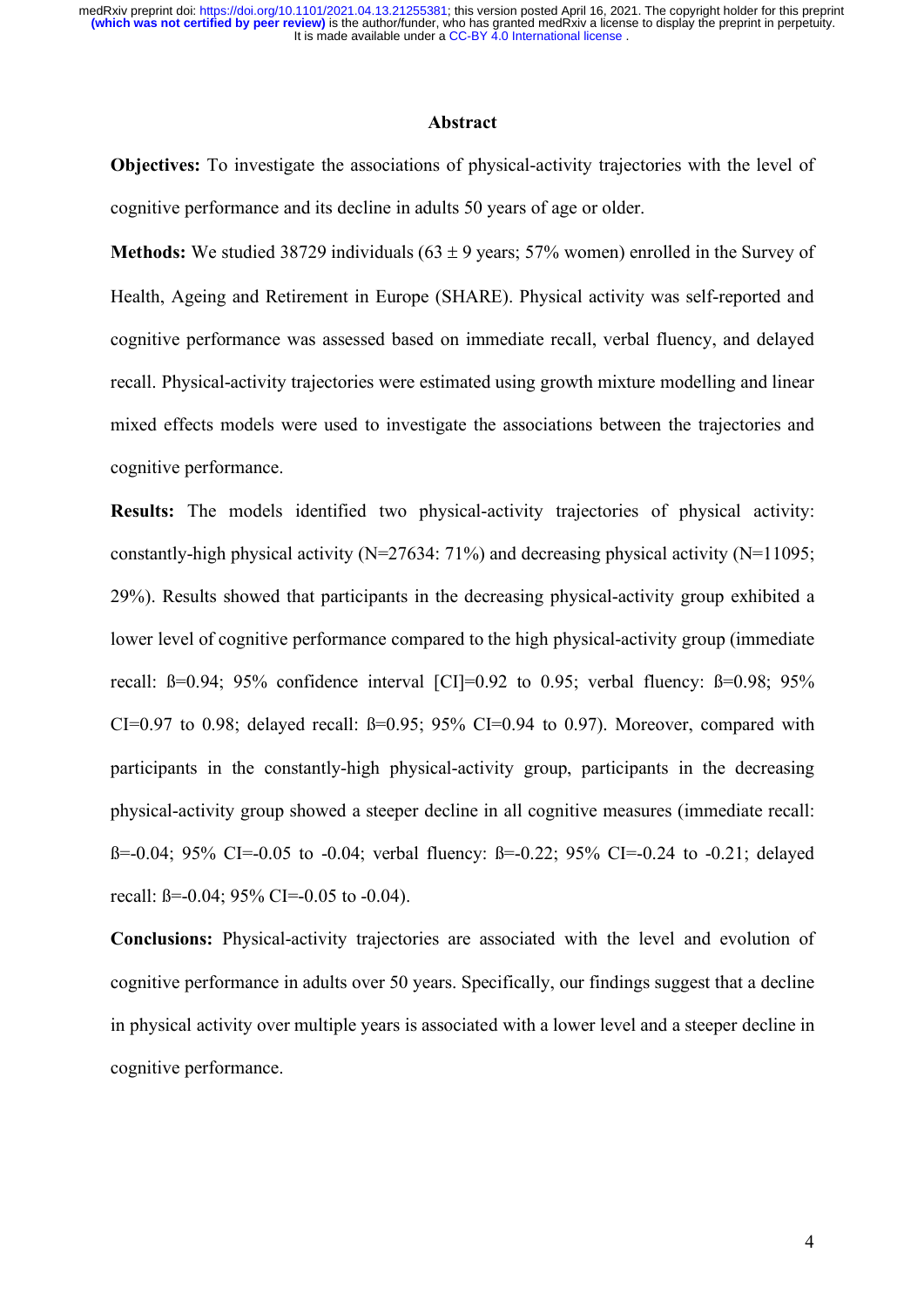## Abstract

**Objectives:** To investigate the associations of physical-activity trajectories with the level of cognitive performance and its decline in adults 50 years of age or older.

**Methods:** We studied 38729 individuals (63 ± 9 years; 57% women) enrolled in the Survey of Health, Ageing and Retirement in Europe (SHARE). Physical activity was self-reported and cognitive performance was assessed based on immediate recall, verbal fluency, and delayed recall. Physical-activity trajectories were estimated using growth mixture modelling and linear mixed effects models were used to investigate the associations between the trajectories and cognitive performance.

**Results:** The models identified two physical-activity trajectories of physical activity: constantly-high physical activity (N=27634: 71%) and decreasing physical activity (N=11095; 29%). Results showed that participants in the decreasing physical-activity group exhibited a lower level of cognitive performance compared to the high physical-activity group (immediate recall: ß=0.94; 95% confidence interval [CI]=0.92 to 0.95; verbal fluency: ß=0.98; 95% CI=0.97 to 0.98; delayed recall: ß=0.95; 95% CI=0.94 to 0.97). Moreover, compared with participants in the constantly-high physical-activity group, participants in the decreasing physical-activity group showed a steeper decline in all cognitive measures (immediate recall: ß=-0.04; 95% CI=-0.05 to -0.04; verbal fluency: ß=-0.22; 95% CI=-0.24 to -0.21; delayed recall: ß=-0.04; 95% CI=-0.05 to -0.04).

**Conclusions:** Physical-activity trajectories are associated with the level and evolution of cognitive performance in adults over 50 years. Specifically, our findings suggest that a decline in physical activity over multiple years is associated with a lower level and a steeper decline in cognitive performance.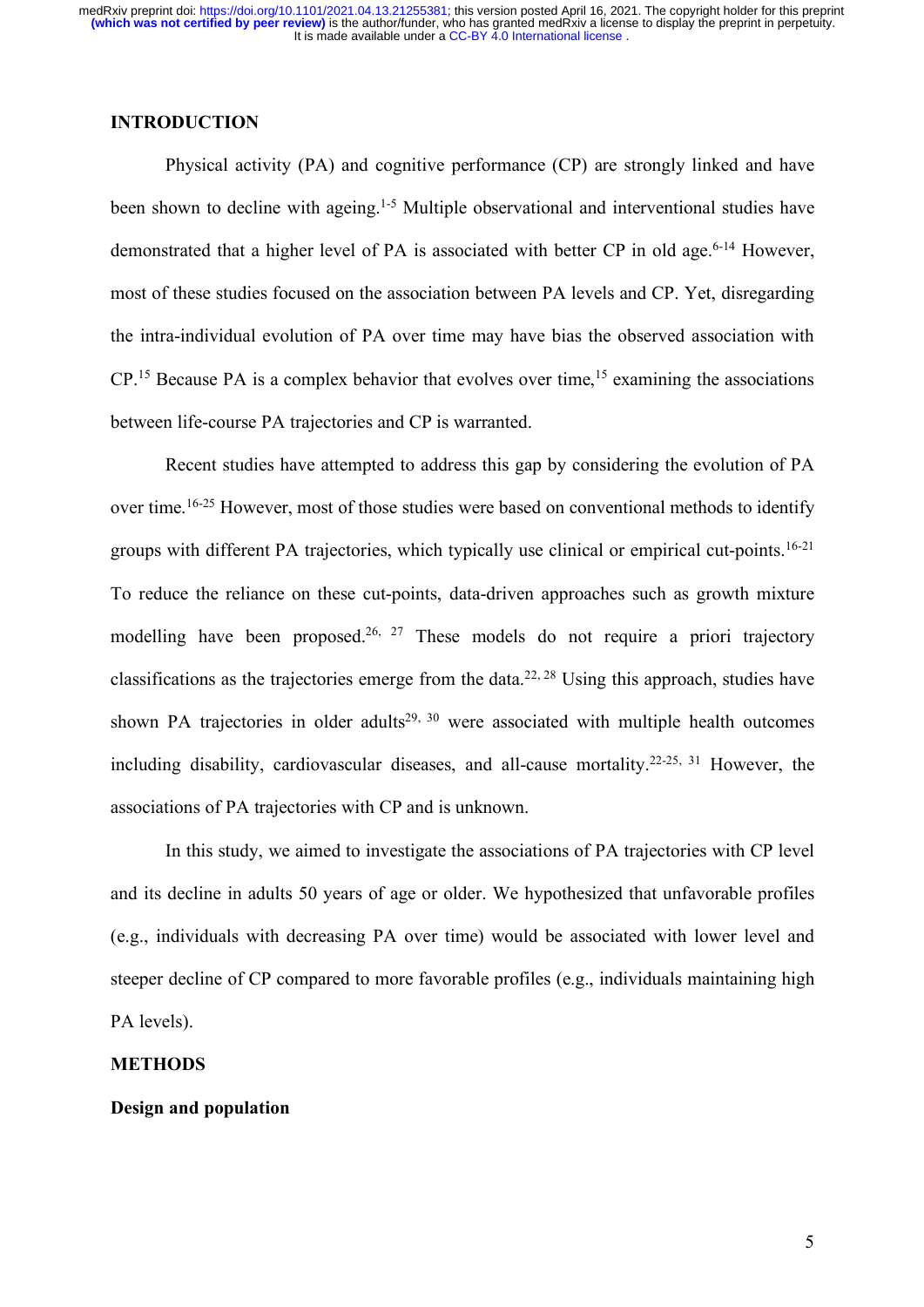## INTRODUCTION

Physical activity (PA) and cognitive performance (CP) are strongly linked and have been shown to decline with ageing.[1-5] Multiple observational and interventional studies have demonstrated that a higher level of PA is associated with better CP in old age.[6-14] However, most of these studies focused on the association between PA levels and CP. Yet, disregarding the intra-individual evolution of PA over time may have bias the observed association with CP.[15] Because PA is a complex behavior that evolves over time,[15] examining the associations between life-course PA trajectories and CP is warranted.

Recent studies have attempted to address this gap by considering the evolution of PA over time.[16-25] However, most of those studies were based on conventional methods to identify groups with different PA trajectories, which typically use clinical or empirical cut-points.[16-21] To reduce the reliance on these cut-points, data-driven approaches such as growth mixture modelling have been proposed.[26, 27] These models do not require a priori trajectory classifications as the trajectories emerge from the data.[22, 28] Using this approach, studies have shown PA trajectories in older adults[29, 30] were associated with multiple health outcomes including disability, cardiovascular diseases, and all-cause mortality.[22-25, 31] However, the associations of PA trajectories with CP and is unknown.

In this study, we aimed to investigate the associations of PA trajectories with CP level and its decline in adults 50 years of age or older. We hypothesized that unfavorable profiles (e.g., individuals with decreasing PA over time) would be associated with lower level and steeper decline of CP compared to more favorable profiles (e.g., individuals maintaining high PA levels).

## METHODS

### Design and population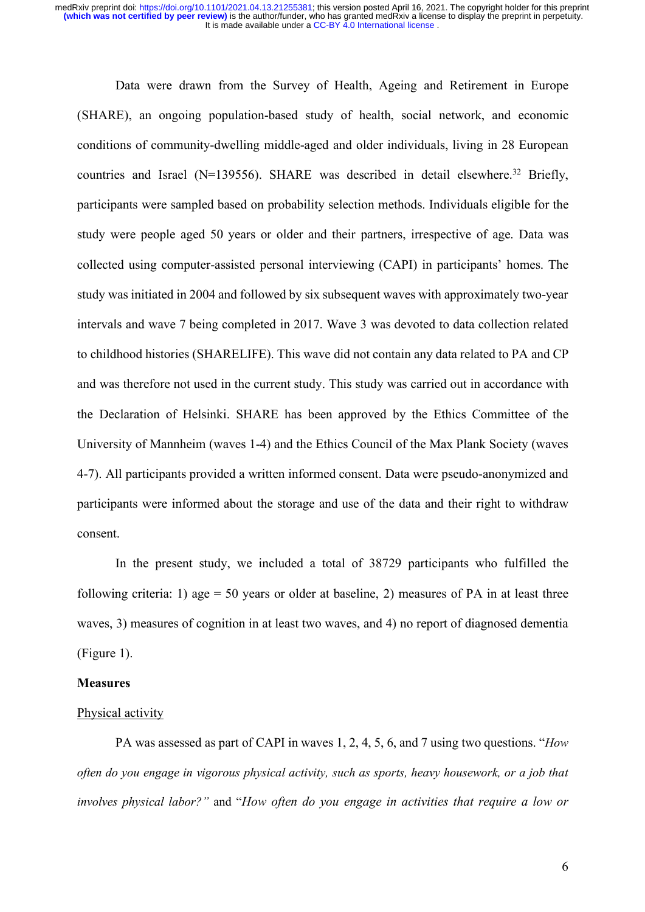Data were drawn from the Survey of Health, Ageing and Retirement in Europe (SHARE), an ongoing population-based study of health, social network, and economic conditions of community-dwelling middle-aged and older individuals, living in 28 European countries and Israel (N=139556). SHARE was described in detail elsewhere.[32] Briefly, participants were sampled based on probability selection methods. Individuals eligible for the study were people aged 50 years or older and their partners, irrespective of age. Data was collected using computer-assisted personal interviewing (CAPI) in participants' homes. The study was initiated in 2004 and followed by six subsequent waves with approximately two-year intervals and wave 7 being completed in 2017. Wave 3 was devoted to data collection related to childhood histories (SHARELIFE). This wave did not contain any data related to PA and CP and was therefore not used in the current study. This study was carried out in accordance with the Declaration of Helsinki. SHARE has been approved by the Ethics Committee of the University of Mannheim (waves 1-4) and the Ethics Council of the Max Plank Society (waves 4-7). All participants provided a written informed consent. Data were pseudo-anonymized and participants were informed about the storage and use of the data and their right to withdraw consent.

In the present study, we included a total of 38729 participants who fulfilled the following criteria: 1) age = 50 years or older at baseline, 2) measures of PA in at least three waves, 3) measures of cognition in at least two waves, and 4) no report of diagnosed dementia (Figure 1).

**Measures**

Physical activity

PA was assessed as part of CAPI in waves 1, 2, 4, 5, 6, and 7 using two questions. "*How often do you engage in vigorous physical activity, such as sports, heavy housework, or a job that involves physical labor?"* and "*How often do you engage in activities that require a low or*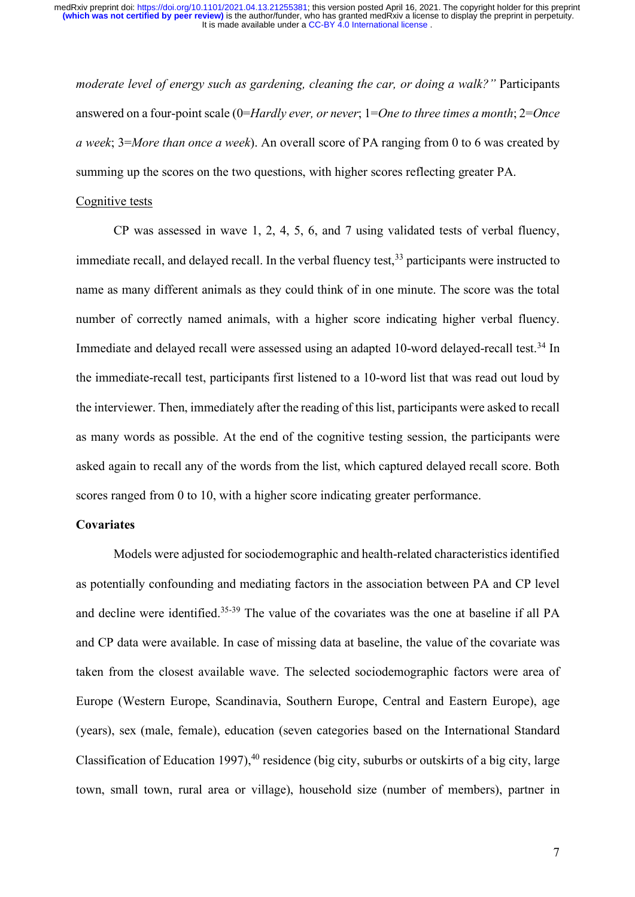*moderate level of energy such as gardening, cleaning the car, or doing a walk?"* Participants answered on a four-point scale (0=*Hardly ever, or never*; 1=*One to three times a month*; 2=*Once a week*; 3=*More than once a week*). An overall score of PA ranging from 0 to 6 was created by summing up the scores on the two questions, with higher scores reflecting greater PA.

Cognitive tests

CP was assessed in wave 1, 2, 4, 5, 6, and 7 using validated tests of verbal fluency, immediate recall, and delayed recall. In the verbal fluency test,[33] participants were instructed to name as many different animals as they could think of in one minute. The score was the total number of correctly named animals, with a higher score indicating higher verbal fluency. Immediate and delayed recall were assessed using an adapted 10-word delayed-recall test.[34] In the immediate-recall test, participants first listened to a 10-word list that was read out loud by the interviewer. Then, immediately after the reading of this list, participants were asked to recall as many words as possible. At the end of the cognitive testing session, the participants were asked again to recall any of the words from the list, which captured delayed recall score. Both scores ranged from 0 to 10, with a higher score indicating greater performance.

**Covariates**

Models were adjusted for sociodemographic and health-related characteristics identified as potentially confounding and mediating factors in the association between PA and CP level and decline were identified.[35-39] The value of the covariates was the one at baseline if all PA and CP data were available. In case of missing data at baseline, the value of the covariate was taken from the closest available wave. The selected sociodemographic factors were area of Europe (Western Europe, Scandinavia, Southern Europe, Central and Eastern Europe), age (years), sex (male, female), education (seven categories based on the International Standard Classification of Education 1997),[40] residence (big city, suburbs or outskirts of a big city, large town, small town, rural area or village), household size (number of members), partner in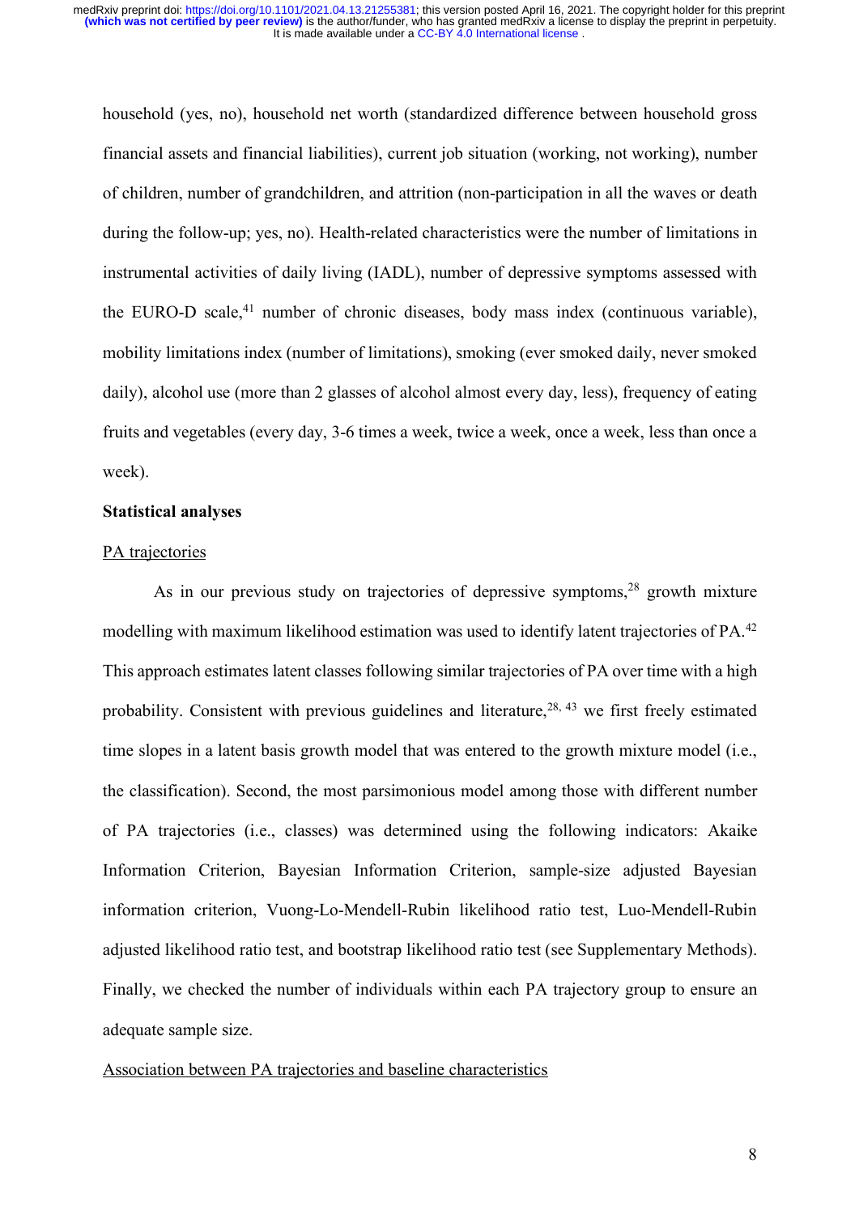household (yes, no), household net worth (standardized difference between household gross financial assets and financial liabilities), current job situation (working, not working), number of children, number of grandchildren, and attrition (non-participation in all the waves or death during the follow-up; yes, no). Health-related characteristics were the number of limitations in instrumental activities of daily living (IADL), number of depressive symptoms assessed with the EURO-D scale,[41] number of chronic diseases, body mass index (continuous variable), mobility limitations index (number of limitations), smoking (ever smoked daily, never smoked daily), alcohol use (more than 2 glasses of alcohol almost every day, less), frequency of eating fruits and vegetables (every day, 3-6 times a week, twice a week, once a week, less than once a week).

**Statistical analyses**

PA trajectories

As in our previous study on trajectories of depressive symptoms,[28] growth mixture modelling with maximum likelihood estimation was used to identify latent trajectories of PA.[42] This approach estimates latent classes following similar trajectories of PA over time with a high probability. Consistent with previous guidelines and literature,[28, 43] we first freely estimated time slopes in a latent basis growth model that was entered to the growth mixture model (i.e., the classification). Second, the most parsimonious model among those with different number of PA trajectories (i.e., classes) was determined using the following indicators: Akaike Information Criterion, Bayesian Information Criterion, sample-size adjusted Bayesian information criterion, Vuong-Lo-Mendell-Rubin likelihood ratio test, Luo-Mendell-Rubin adjusted likelihood ratio test, and bootstrap likelihood ratio test (see Supplementary Methods). Finally, we checked the number of individuals within each PA trajectory group to ensure an adequate sample size.

Association between PA trajectories and baseline characteristics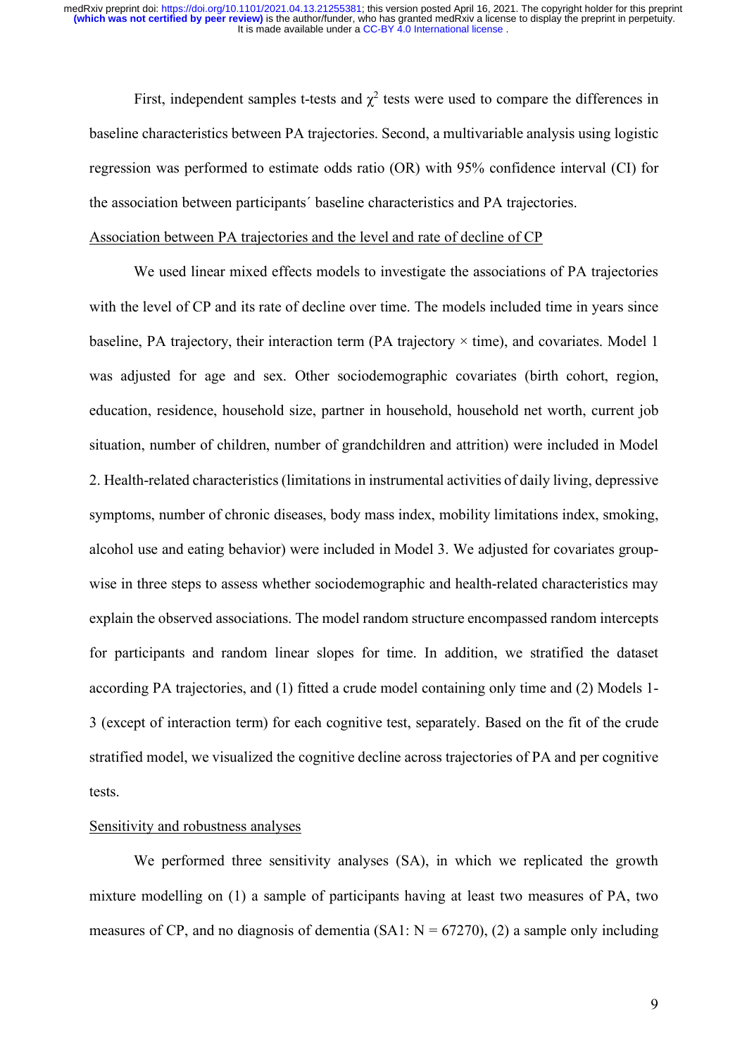First, independent samples t-tests and $\chi^2$ tests were used to compare the differences in baseline characteristics between PA trajectories. Second, a multivariable analysis using logistic regression was performed to estimate odds ratio (OR) with 95% confidence interval (CI) for the association between participants´ baseline characteristics and PA trajectories.

### Association between PA trajectories and the level and rate of decline of CP

We used linear mixed effects models to investigate the associations of PA trajectories with the level of CP and its rate of decline over time. The models included time in years since baseline, PA trajectory, their interaction term (PA trajectory × time), and covariates. Model 1 was adjusted for age and sex. Other sociodemographic covariates (birth cohort, region, education, residence, household size, partner in household, household net worth, current job situation, number of children, number of grandchildren and attrition) were included in Model 2. Health-related characteristics (limitations in instrumental activities of daily living, depressive symptoms, number of chronic diseases, body mass index, mobility limitations index, smoking, alcohol use and eating behavior) were included in Model 3. We adjusted for covariates group-wise in three steps to assess whether sociodemographic and health-related characteristics may explain the observed associations. The model random structure encompassed random intercepts for participants and random linear slopes for time. In addition, we stratified the dataset according PA trajectories, and (1) fitted a crude model containing only time and (2) Models 1-3 (except of interaction term) for each cognitive test, separately. Based on the fit of the crude stratified model, we visualized the cognitive decline across trajectories of PA and per cognitive tests.

### Sensitivity and robustness analyses

We performed three sensitivity analyses (SA), in which we replicated the growth mixture modelling on (1) a sample of participants having at least two measures of PA, two measures of CP, and no diagnosis of dementia (SA1: N = 67270), (2) a sample only including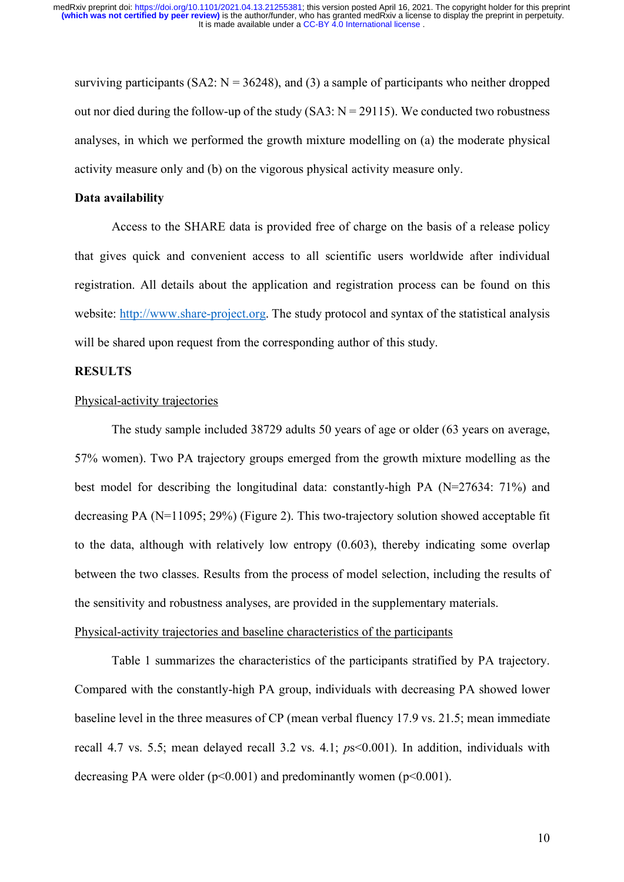surviving participants (SA2: N = 36248), and (3) a sample of participants who neither dropped out nor died during the follow-up of the study (SA3: N = 29115). We conducted two robustness analyses, in which we performed the growth mixture modelling on (a) the moderate physical activity measure only and (b) on the vigorous physical activity measure only.

### Data availability

Access to the SHARE data is provided free of charge on the basis of a release policy that gives quick and convenient access to all scientific users worldwide after individual registration. All details about the application and registration process can be found on this website: http://www.share-project.org. The study protocol and syntax of the statistical analysis will be shared upon request from the corresponding author of this study.

## RESULTS

### Physical-activity trajectories

The study sample included 38729 adults 50 years of age or older (63 years on average, 57% women). Two PA trajectory groups emerged from the growth mixture modelling as the best model for describing the longitudinal data: constantly-high PA (N=27634: 71%) and decreasing PA (N=11095; 29%) (Figure 2). This two-trajectory solution showed acceptable fit to the data, although with relatively low entropy (0.603), thereby indicating some overlap between the two classes. Results from the process of model selection, including the results of the sensitivity and robustness analyses, are provided in the supplementary materials.

### Physical-activity trajectories and baseline characteristics of the participants

Table 1 summarizes the characteristics of the participants stratified by PA trajectory. Compared with the constantly-high PA group, individuals with decreasing PA showed lower baseline level in the three measures of CP (mean verbal fluency 17.9 vs. 21.5; mean immediate recall 4.7 vs. 5.5; mean delayed recall 3.2 vs. 4.1; *p*s<0.001). In addition, individuals with decreasing PA were older ($p<0.001$) and predominantly women ($p<0.001$).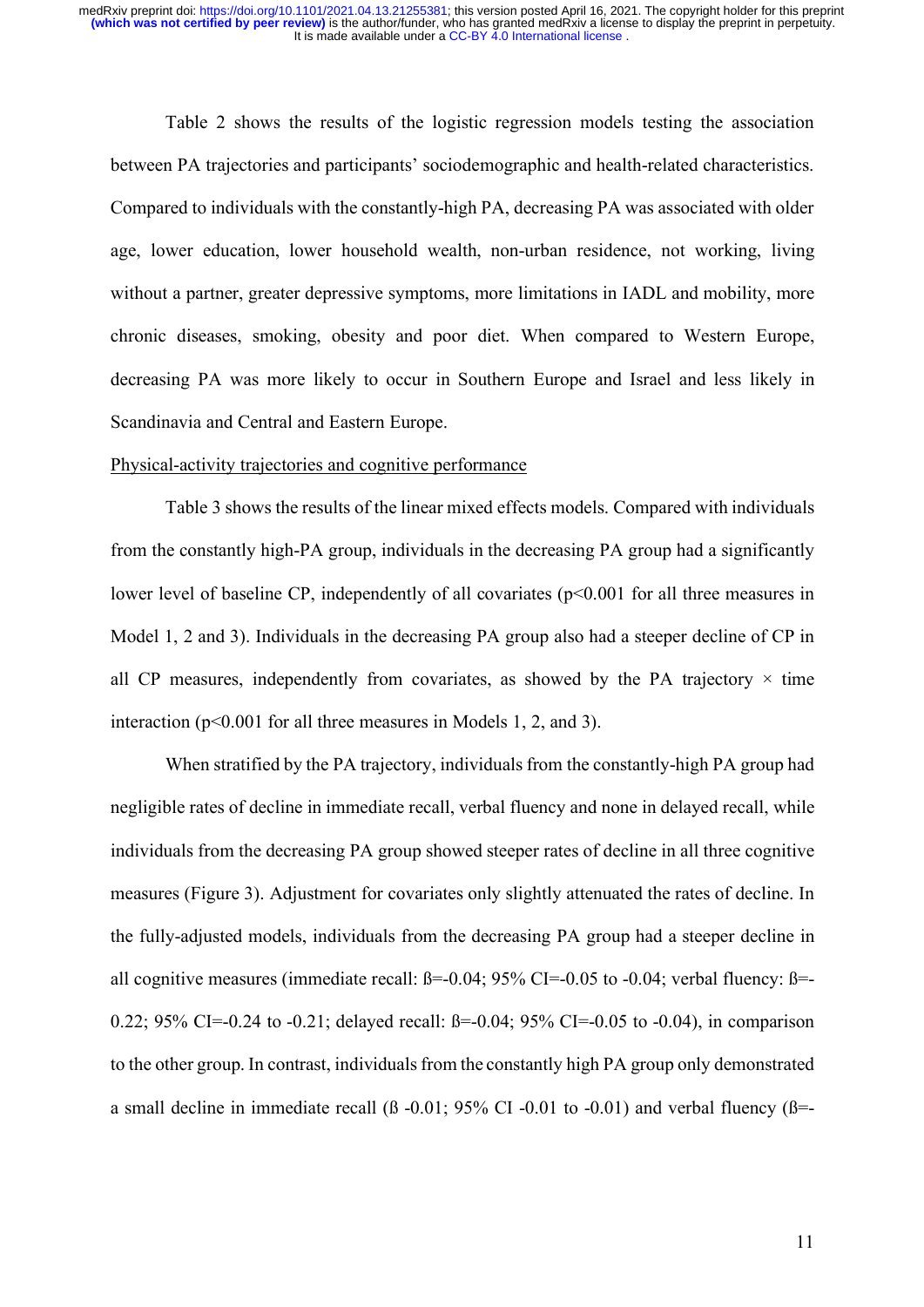Table 2 shows the results of the logistic regression models testing the association between PA trajectories and participants' sociodemographic and health-related characteristics. Compared to individuals with the constantly-high PA, decreasing PA was associated with older age, lower education, lower household wealth, non-urban residence, not working, living without a partner, greater depressive symptoms, more limitations in IADL and mobility, more chronic diseases, smoking, obesity and poor diet. When compared to Western Europe, decreasing PA was more likely to occur in Southern Europe and Israel and less likely in Scandinavia and Central and Eastern Europe.

<u>Physical-activity trajectories and cognitive performance</u>

Table 3 shows the results of the linear mixed effects models. Compared with individuals from the constantly high-PA group, individuals in the decreasing PA group had a significantly lower level of baseline CP, independently of all covariates ($p<0.001$ for all three measures in Model 1, 2 and 3). Individuals in the decreasing PA group also had a steeper decline of CP in all CP measures, independently from covariates, as showed by the PA trajectory × time interaction ($p<0.001$ for all three measures in Models 1, 2, and 3).

When stratified by the PA trajectory, individuals from the constantly-high PA group had negligible rates of decline in immediate recall, verbal fluency and none in delayed recall, while individuals from the decreasing PA group showed steeper rates of decline in all three cognitive measures (Figure 3). Adjustment for covariates only slightly attenuated the rates of decline. In the fully-adjusted models, individuals from the decreasing PA group had a steeper decline in all cognitive measures (immediate recall: ß=-0.04; 95% CI=-0.05 to -0.04; verbal fluency: ß=-0.22; 95% CI=-0.24 to -0.21; delayed recall: ß=-0.04; 95% CI=-0.05 to -0.04), in comparison to the other group. In contrast, individuals from the constantly high PA group only demonstrated a small decline in immediate recall (ß -0.01; 95% CI -0.01 to -0.01) and verbal fluency (ß=-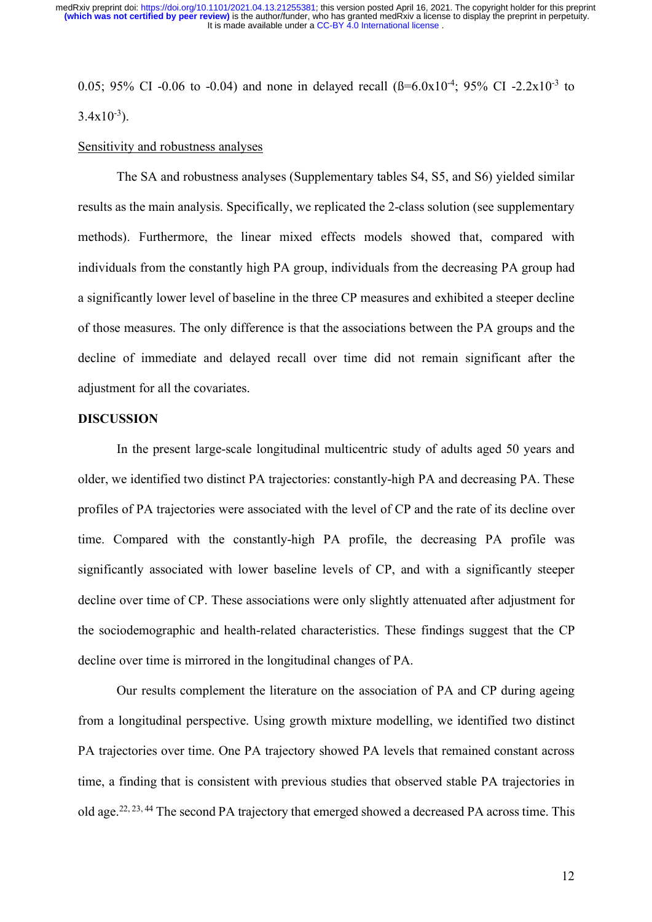0.05; 95% CI -0.06 to -0.04) and none in delayed recall (ß=$6.0 \times 10^{-4}$; 95% CI $-2.2 \times 10^{-3}$ to $3.4 \times 10^{-3}$).

Sensitivity and robustness analyses

The SA and robustness analyses (Supplementary tables S4, S5, and S6) yielded similar results as the main analysis. Specifically, we replicated the 2-class solution (see supplementary methods). Furthermore, the linear mixed effects models showed that, compared with individuals from the constantly high PA group, individuals from the decreasing PA group had a significantly lower level of baseline in the three CP measures and exhibited a steeper decline of those measures. The only difference is that the associations between the PA groups and the decline of immediate and delayed recall over time did not remain significant after the adjustment for all the covariates.

## DISCUSSION

In the present large-scale longitudinal multicentric study of adults aged 50 years and older, we identified two distinct PA trajectories: constantly-high PA and decreasing PA. These profiles of PA trajectories were associated with the level of CP and the rate of its decline over time. Compared with the constantly-high PA profile, the decreasing PA profile was significantly associated with lower baseline levels of CP, and with a significantly steeper decline over time of CP. These associations were only slightly attenuated after adjustment for the sociodemographic and health-related characteristics. These findings suggest that the CP decline over time is mirrored in the longitudinal changes of PA.

Our results complement the literature on the association of PA and CP during ageing from a longitudinal perspective. Using growth mixture modelling, we identified two distinct PA trajectories over time. One PA trajectory showed PA levels that remained constant across time, a finding that is consistent with previous studies that observed stable PA trajectories in old age.[22, 23, 44] The second PA trajectory that emerged showed a decreased PA across time. This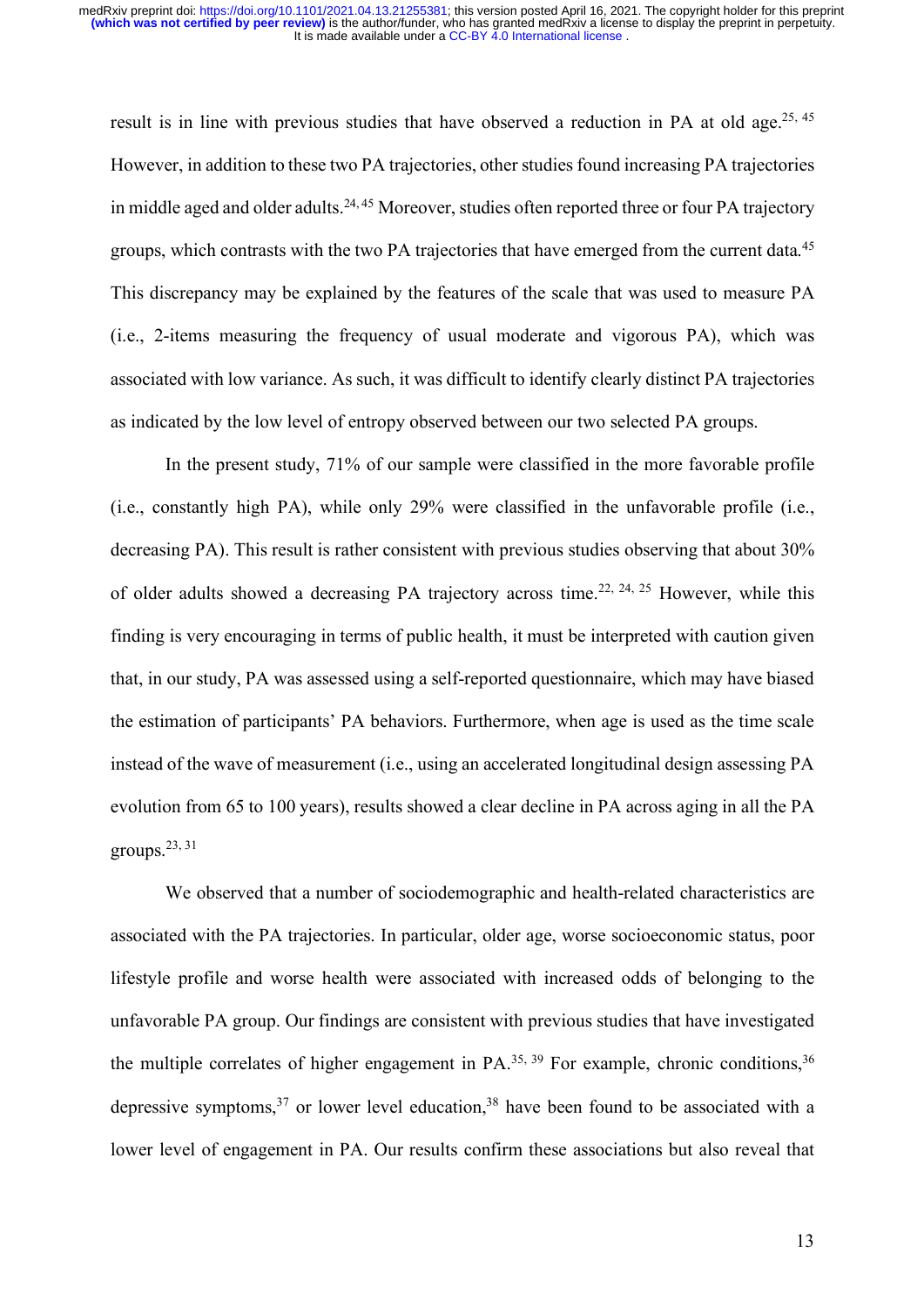result is in line with previous studies that have observed a reduction in PA at old age.[25, 45] However, in addition to these two PA trajectories, other studies found increasing PA trajectories in middle aged and older adults.[24, 45] Moreover, studies often reported three or four PA trajectory groups, which contrasts with the two PA trajectories that have emerged from the current data.[45] This discrepancy may be explained by the features of the scale that was used to measure PA (i.e., 2-items measuring the frequency of usual moderate and vigorous PA), which was associated with low variance. As such, it was difficult to identify clearly distinct PA trajectories as indicated by the low level of entropy observed between our two selected PA groups.

In the present study, 71% of our sample were classified in the more favorable profile (i.e., constantly high PA), while only 29% were classified in the unfavorable profile (i.e., decreasing PA). This result is rather consistent with previous studies observing that about 30% of older adults showed a decreasing PA trajectory across time.[22, 24, 25] However, while this finding is very encouraging in terms of public health, it must be interpreted with caution given that, in our study, PA was assessed using a self-reported questionnaire, which may have biased the estimation of participants' PA behaviors. Furthermore, when age is used as the time scale instead of the wave of measurement (i.e., using an accelerated longitudinal design assessing PA evolution from 65 to 100 years), results showed a clear decline in PA across aging in all the PA groups.[23, 31]

We observed that a number of sociodemographic and health-related characteristics are associated with the PA trajectories. In particular, older age, worse socioeconomic status, poor lifestyle profile and worse health were associated with increased odds of belonging to the unfavorable PA group. Our findings are consistent with previous studies that have investigated the multiple correlates of higher engagement in PA.[35, 39] For example, chronic conditions,[36] depressive symptoms,[37] or lower level education,[38] have been found to be associated with a lower level of engagement in PA. Our results confirm these associations but also reveal that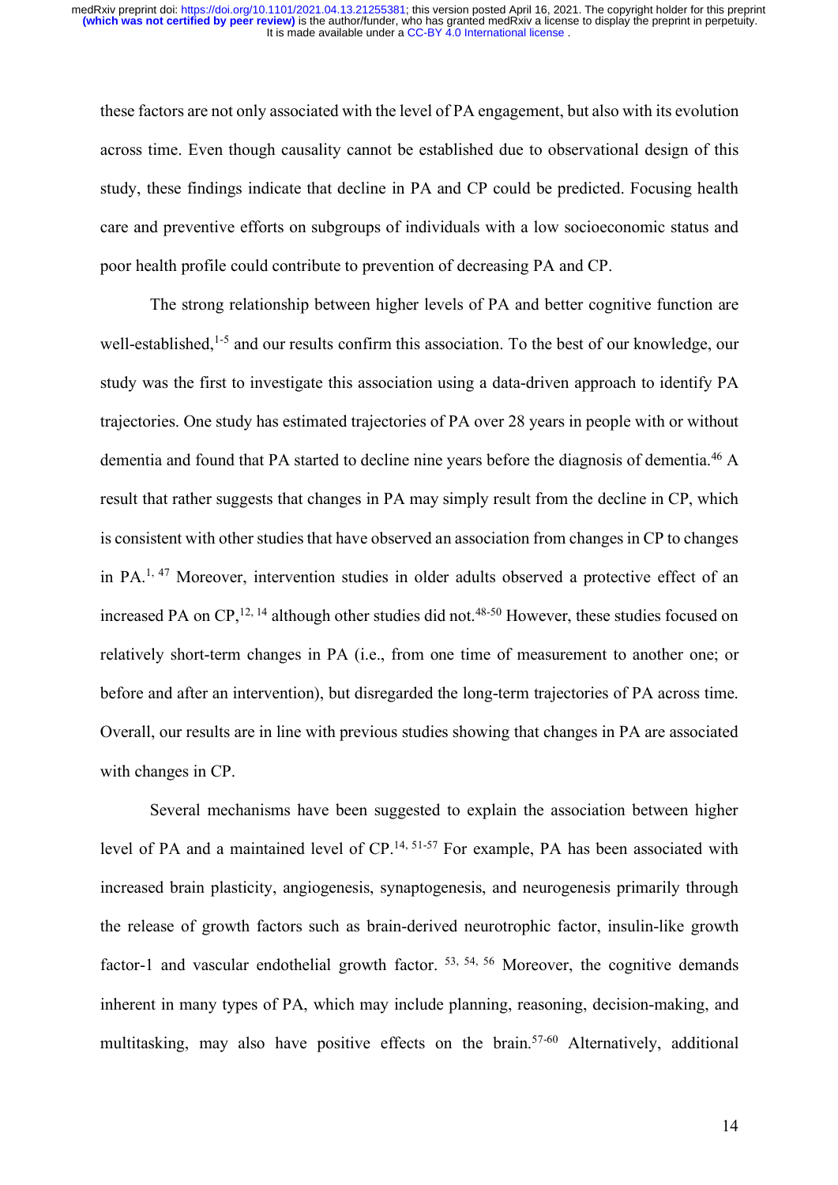these factors are not only associated with the level of PA engagement, but also with its evolution across time. Even though causality cannot be established due to observational design of this study, these findings indicate that decline in PA and CP could be predicted. Focusing health care and preventive efforts on subgroups of individuals with a low socioeconomic status and poor health profile could contribute to prevention of decreasing PA and CP.

The strong relationship between higher levels of PA and better cognitive function are well-established,[1-5] and our results confirm this association. To the best of our knowledge, our study was the first to investigate this association using a data-driven approach to identify PA trajectories. One study has estimated trajectories of PA over 28 years in people with or without dementia and found that PA started to decline nine years before the diagnosis of dementia.[46] A result that rather suggests that changes in PA may simply result from the decline in CP, which is consistent with other studies that have observed an association from changes in CP to changes in PA.[1, 47] Moreover, intervention studies in older adults observed a protective effect of an increased PA on CP,[12, 14] although other studies did not.[48-50] However, these studies focused on relatively short-term changes in PA (i.e., from one time of measurement to another one; or before and after an intervention), but disregarded the long-term trajectories of PA across time. Overall, our results are in line with previous studies showing that changes in PA are associated with changes in CP.

Several mechanisms have been suggested to explain the association between higher level of PA and a maintained level of CP.[14, 51-57] For example, PA has been associated with increased brain plasticity, angiogenesis, synaptogenesis, and neurogenesis primarily through the release of growth factors such as brain-derived neurotrophic factor, insulin-like growth factor-1 and vascular endothelial growth factor.[53, 54, 56] Moreover, the cognitive demands inherent in many types of PA, which may include planning, reasoning, decision-making, and multitasking, may also have positive effects on the brain.[57-60] Alternatively, additional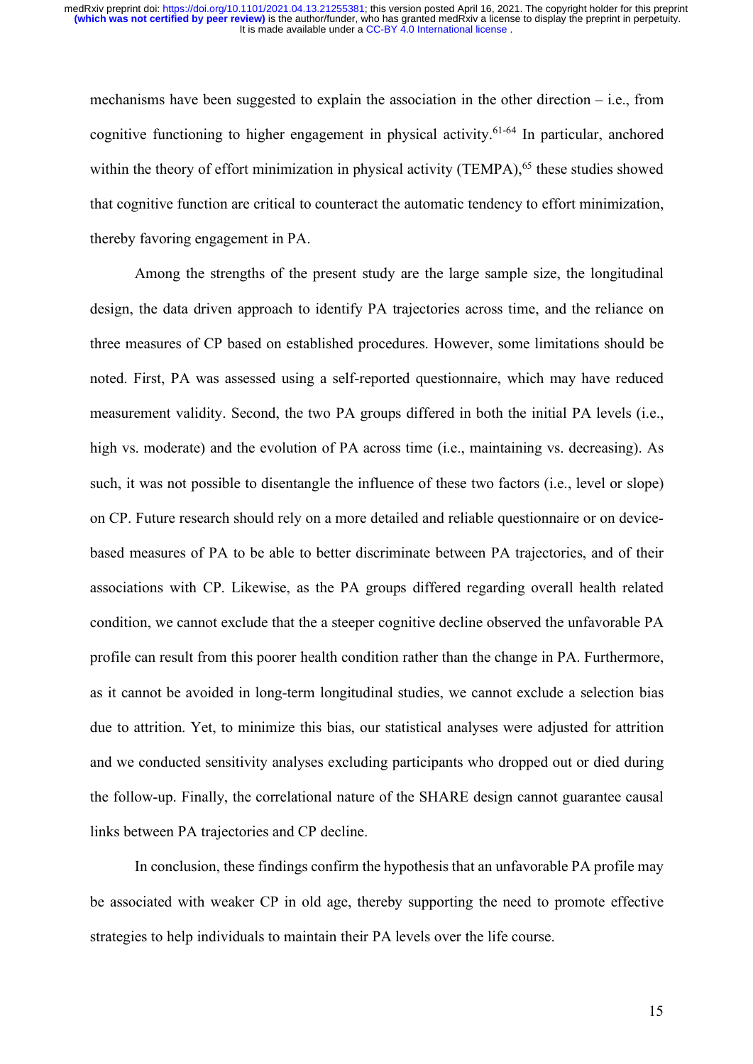mechanisms have been suggested to explain the association in the other direction – i.e., from cognitive functioning to higher engagement in physical activity.[61-64] In particular, anchored within the theory of effort minimization in physical activity (TEMPA),[65] these studies showed that cognitive function are critical to counteract the automatic tendency to effort minimization, thereby favoring engagement in PA.

Among the strengths of the present study are the large sample size, the longitudinal design, the data driven approach to identify PA trajectories across time, and the reliance on three measures of CP based on established procedures. However, some limitations should be noted. First, PA was assessed using a self-reported questionnaire, which may have reduced measurement validity. Second, the two PA groups differed in both the initial PA levels (i.e., high vs. moderate) and the evolution of PA across time (i.e., maintaining vs. decreasing). As such, it was not possible to disentangle the influence of these two factors (i.e., level or slope) on CP. Future research should rely on a more detailed and reliable questionnaire or on device-based measures of PA to be able to better discriminate between PA trajectories, and of their associations with CP. Likewise, as the PA groups differed regarding overall health related condition, we cannot exclude that the a steeper cognitive decline observed the unfavorable PA profile can result from this poorer health condition rather than the change in PA. Furthermore, as it cannot be avoided in long-term longitudinal studies, we cannot exclude a selection bias due to attrition. Yet, to minimize this bias, our statistical analyses were adjusted for attrition and we conducted sensitivity analyses excluding participants who dropped out or died during the follow-up. Finally, the correlational nature of the SHARE design cannot guarantee causal links between PA trajectories and CP decline.

In conclusion, these findings confirm the hypothesis that an unfavorable PA profile may be associated with weaker CP in old age, thereby supporting the need to promote effective strategies to help individuals to maintain their PA levels over the life course.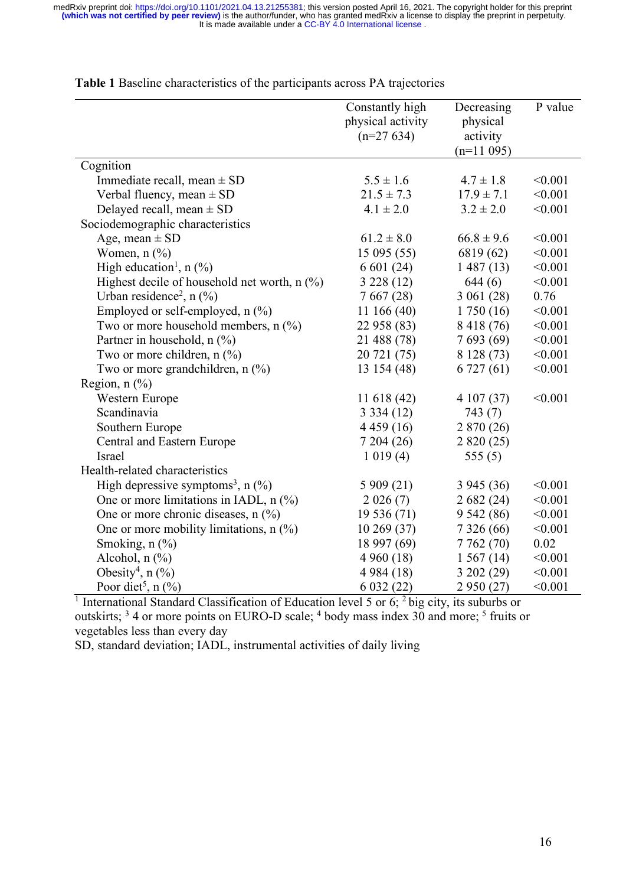**Table 1** Baseline characteristics of the participants across PA trajectories

| | Constantly high physical activity (n=27 634) | Decreasing physical activity (n=11 095) | P value |
|---|---|---|---|
| Cognition | | | |
| Immediate recall, mean ± SD | 5.5 ± 1.6 | 4.7 ± 1.8 | <0.001 |
| Verbal fluency, mean ± SD | 21.5 ± 7.3 | 17.9 ± 7.1 | <0.001 |
| Delayed recall, mean ± SD | 4.1 ± 2.0 | 3.2 ± 2.0 | <0.001 |
| Sociodemographic characteristics | | | |
| Age, mean ± SD | 61.2 ± 8.0 | 66.8 ± 9.6 | <0.001 |
| Women, n (%) | 15 095 (55) | 6819 (62) | <0.001 |
| High education[1], n (%) | 6 601 (24) | 1 487 (13) | <0.001 |
| Highest decile of household net worth, n (%) | 3 228 (12) | 644 (6) | <0.001 |
| Urban residence[2], n (%) | 7 667 (28) | 3 061 (28) | 0.76 |
| Employed or self-employed, n (%) | 11 166 (40) | 1 750 (16) | <0.001 |
| Two or more household members, n (%) | 22 958 (83) | 8 418 (76) | <0.001 |
| Partner in household, n (%) | 21 488 (78) | 7 693 (69) | <0.001 |
| Two or more children, n (%) | 20 721 (75) | 8 128 (73) | <0.001 |
| Two or more grandchildren, n (%) | 13 154 (48) | 6 727 (61) | <0.001 |
| Region, n (%) | | | |
| Western Europe | 11 618 (42) | 4 107 (37) | <0.001 |
| Scandinavia | 3 334 (12) | 743 (7) | |
| Southern Europe | 4 459 (16) | 2 870 (26) | |
| Central and Eastern Europe | 7 204 (26) | 2 820 (25) | |
| Israel | 1 019 (4) | 555 (5) | |
| Health-related characteristics | | | |
| High depressive symptoms[3], n (%) | 5 909 (21) | 3 945 (36) | <0.001 |
| One or more limitations in IADL, n (%) | 2 026 (7) | 2 682 (24) | <0.001 |
| One or more chronic diseases, n (%) | 19 536 (71) | 9 542 (86) | <0.001 |
| One or more mobility limitations, n (%) | 10 269 (37) | 7 326 (66) | <0.001 |
| Smoking, n (%) | 18 997 (69) | 7 762 (70) | 0.02 |
| Alcohol, n (%) | 4 960 (18) | 1 567 (14) | <0.001 |
| Obesity[4], n (%) | 4 984 (18) | 3 202 (29) | <0.001 |
| Poor diet[5], n (%) | 6 032 (22) | 2 950 (27) | <0.001 |

[1] International Standard Classification of Education level 5 or 6; [2] big city, its suburbs or outskirts; [3] 4 or more points on EURO-D scale; [4] body mass index 30 and more; [5] fruits or vegetables less than every day

SD, standard deviation; IADL, instrumental activities of daily living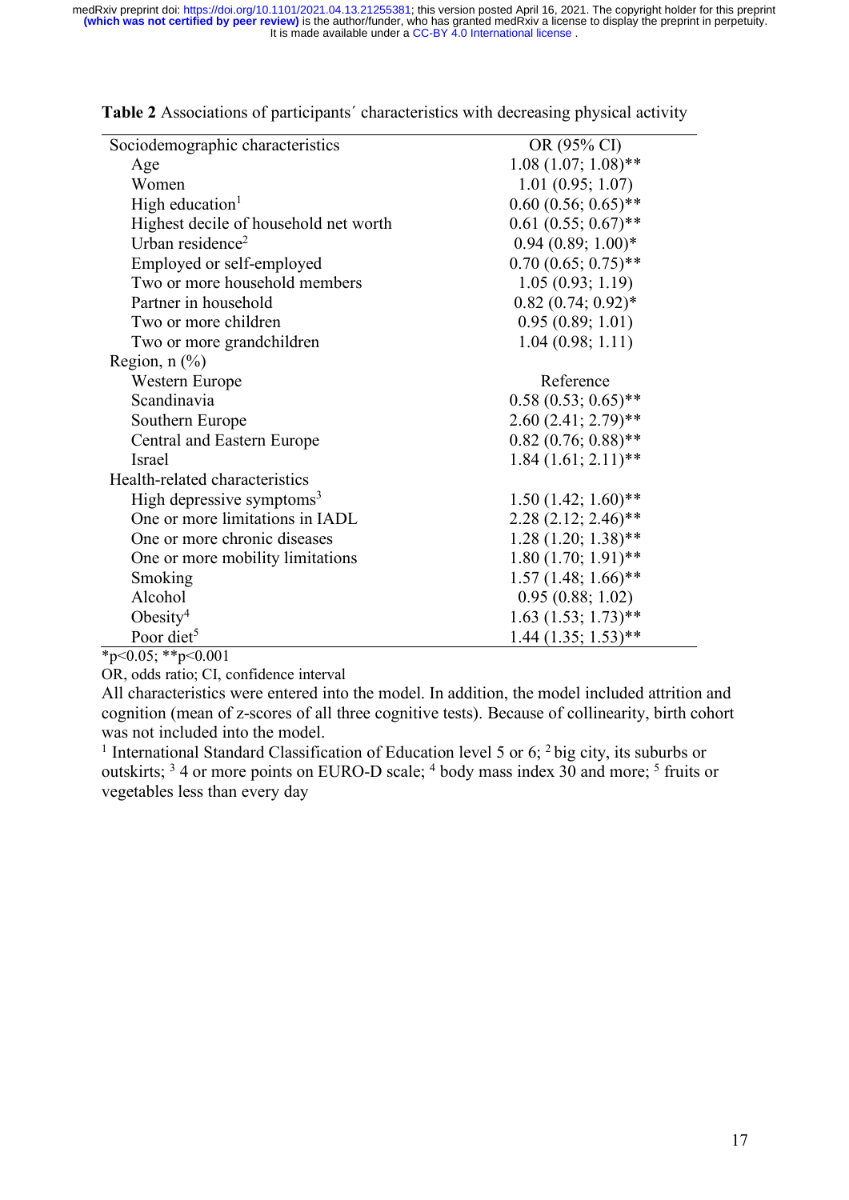**Table 2** Associations of participants´ characteristics with decreasing physical activity

| Sociodemographic characteristics | OR (95% CI) |
|---|---|
| Age | 1.08 (1.07; 1.08)** |
| Women | 1.01 (0.95; 1.07) |
| High education[1] | 0.60 (0.56; 0.65)** |
| Highest decile of household net worth | 0.61 (0.55; 0.67)** |
| Urban residence[2] | 0.94 (0.89; 1.00)* |
| Employed or self-employed | 0.70 (0.65; 0.75)** |
| Two or more household members | 1.05 (0.93; 1.19) |
| Partner in household | 0.82 (0.74; 0.92)* |
| Two or more children | 0.95 (0.89; 1.01) |
| Two or more grandchildren | 1.04 (0.98; 1.11) |
| Region, n (%) | |
| Western Europe | Reference |
| Scandinavia | 0.58 (0.53; 0.65)** |
| Southern Europe | 2.60 (2.41; 2.79)** |
| Central and Eastern Europe | 0.82 (0.76; 0.88)** |
| Israel | 1.84 (1.61; 2.11)** |
| Health-related characteristics | |
| High depressive symptoms[3] | 1.50 (1.42; 1.60)** |
| One or more limitations in IADL | 2.28 (2.12; 2.46)** |
| One or more chronic diseases | 1.28 (1.20; 1.38)** |
| One or more mobility limitations | 1.80 (1.70; 1.91)** |
| Smoking | 1.57 (1.48; 1.66)** |
| Alcohol | 0.95 (0.88; 1.02) |
| Obesity[4] | 1.63 (1.53; 1.73)** |
| Poor diet[5] | 1.44 (1.35; 1.53)** |

*p<0.05; **p<0.001

OR, odds ratio; CI, confidence interval

All characteristics were entered into the model. In addition, the model included attrition and cognition (mean of z-scores of all three cognitive tests). Because of collinearity, birth cohort was not included into the model.

[1] International Standard Classification of Education level 5 or 6; [2] big city, its suburbs or outskirts; [3] 4 or more points on EURO-D scale; [4] body mass index 30 and more; [5] fruits or vegetables less than every day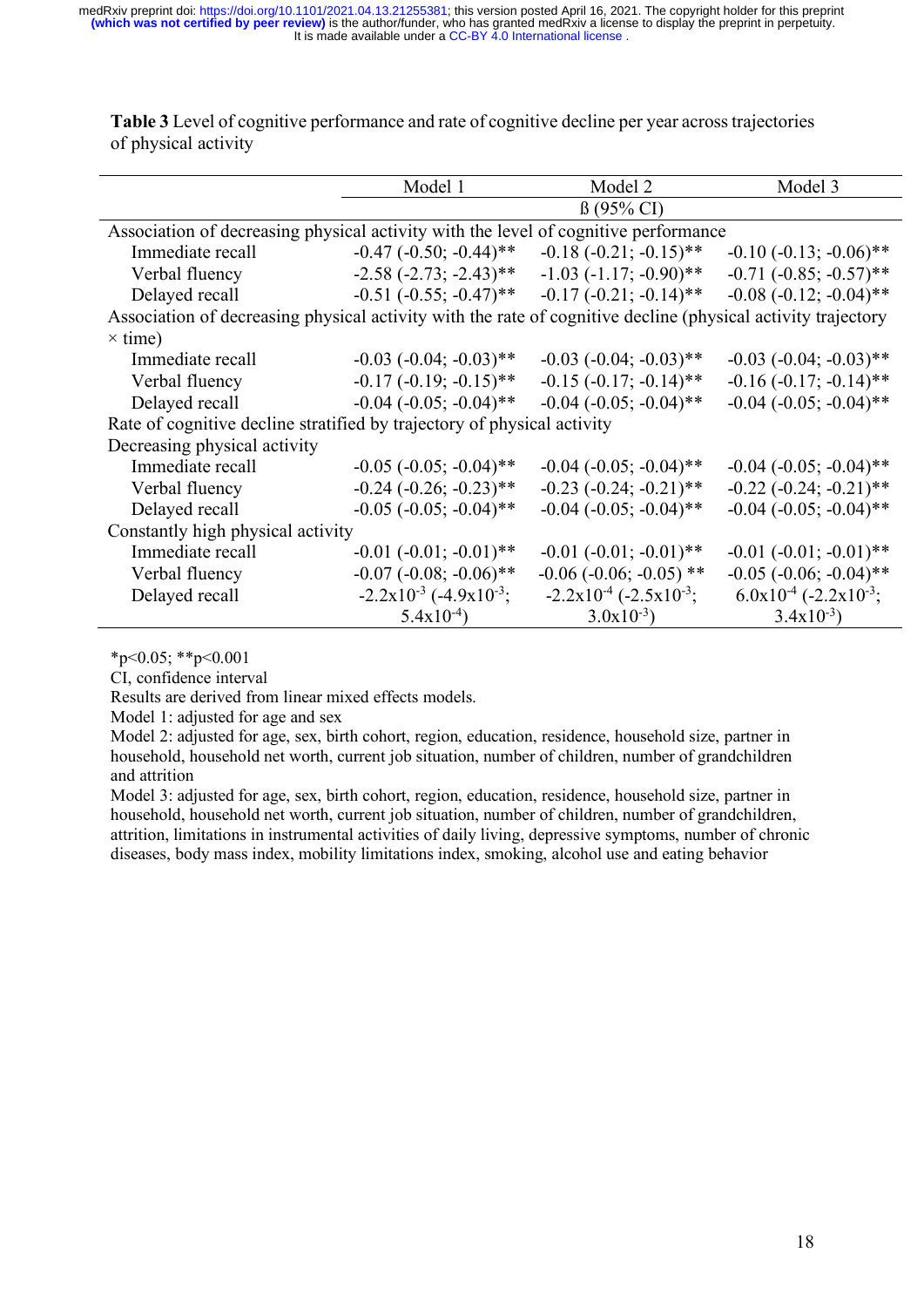**Table 3** Level of cognitive performance and rate of cognitive decline per year across trajectories of physical activity

| | Model 1 | Model 2 | Model 3 |
|---|---|---|---|
| | ß (95% CI) | | |
| Association of decreasing physical activity with the level of cognitive performance | | | |
| Immediate recall | -0.47 (-0.50; -0.44)** | -0.18 (-0.21; -0.15)** | -0.10 (-0.13; -0.06)** |
| Verbal fluency | -2.58 (-2.73; -2.43)** | -1.03 (-1.17; -0.90)** | -0.71 (-0.85; -0.57)** |
| Delayed recall | -0.51 (-0.55; -0.47)** | -0.17 (-0.21; -0.14)** | -0.08 (-0.12; -0.04)** |
| Association of decreasing physical activity with the rate of cognitive decline (physical activity trajectory × time) | | | |
| Immediate recall | -0.03 (-0.04; -0.03)** | -0.03 (-0.04; -0.03)** | -0.03 (-0.04; -0.03)** |
| Verbal fluency | -0.17 (-0.19; -0.15)** | -0.15 (-0.17; -0.14)** | -0.16 (-0.17; -0.14)** |
| Delayed recall | -0.04 (-0.05; -0.04)** | -0.04 (-0.05; -0.04)** | -0.04 (-0.05; -0.04)** |
| Rate of cognitive decline stratified by trajectory of physical activity | | | |
| Decreasing physical activity | | | |
| Immediate recall | -0.05 (-0.05; -0.04)** | -0.04 (-0.05; -0.04)** | -0.04 (-0.05; -0.04)** |
| Verbal fluency | -0.24 (-0.26; -0.23)** | -0.23 (-0.24; -0.21)** | -0.22 (-0.24; -0.21)** |
| Delayed recall | -0.05 (-0.05; -0.04)** | -0.04 (-0.05; -0.04)** | -0.04 (-0.05; -0.04)** |
| Constantly high physical activity | | | |
| Immediate recall | -0.01 (-0.01; -0.01)** | -0.01 (-0.01; -0.01)** | -0.01 (-0.01; -0.01)** |
| Verbal fluency | -0.07 (-0.08; -0.06)** | -0.06 (-0.06; -0.05) ** | -0.05 (-0.06; -0.04)** |
| Delayed recall | $-2.2 \times 10^{-3}$ ($-4.9 \times 10^{-3}$; $5.4 \times 10^{-4}$) | $-2.2 \times 10^{-4}$ ($-2.5 \times 10^{-3}$; $3.0 \times 10^{-3}$) | $6.0 \times 10^{-4}$ ($-2.2 \times 10^{-3}$; $3.4 \times 10^{-3}$) |

*p<0.05; **p<0.001

CI, confidence interval

Results are derived from linear mixed effects models.

Model 1: adjusted for age and sex

Model 2: adjusted for age, sex, birth cohort, region, education, residence, household size, partner in household, household net worth, current job situation, number of children, number of grandchildren and attrition

Model 3: adjusted for age, sex, birth cohort, region, education, residence, household size, partner in household, household net worth, current job situation, number of children, number of grandchildren, attrition, limitations in instrumental activities of daily living, depressive symptoms, number of chronic diseases, body mass index, mobility limitations index, smoking, alcohol use and eating behavior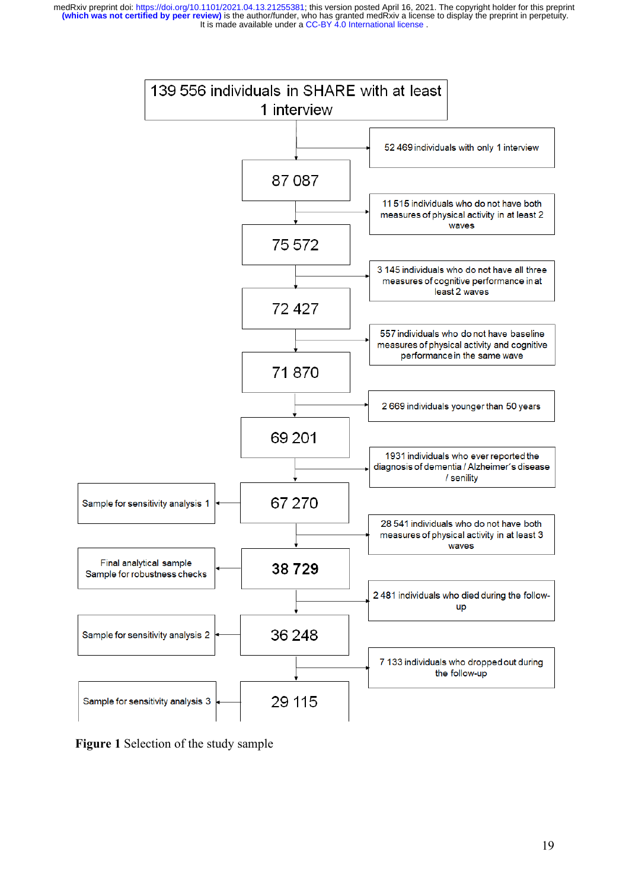139 556 individuals in SHARE with at least 1 interview

- 52 469 individuals with only 1 interview

87 087

- 11 515 individuals who do not have both measures of physical activity in at least 2 waves

75 572

- 3 145 individuals who do not have all three measures of cognitive performance in at least 2 waves

72 427

- 557 individuals who do not have baseline measures of physical activity and cognitive performance in the same wave

71 870

- 2 669 individuals younger than 50 years

69 201

- 1931 individuals who ever reported the diagnosis of dementia / Alzheimer's disease / senility

67 270 → Sample for sensitivity analysis 1

- 28 541 individuals who do not have both measures of physical activity in at least 3 waves

**38 729** → Final analytical sample; Sample for robustness checks

- 2 481 individuals who died during the follow-up

36 248 → Sample for sensitivity analysis 2

- 7 133 individuals who dropped out during the follow-up

29 115 → Sample for sensitivity analysis 3

**Figure 1** Selection of the study sample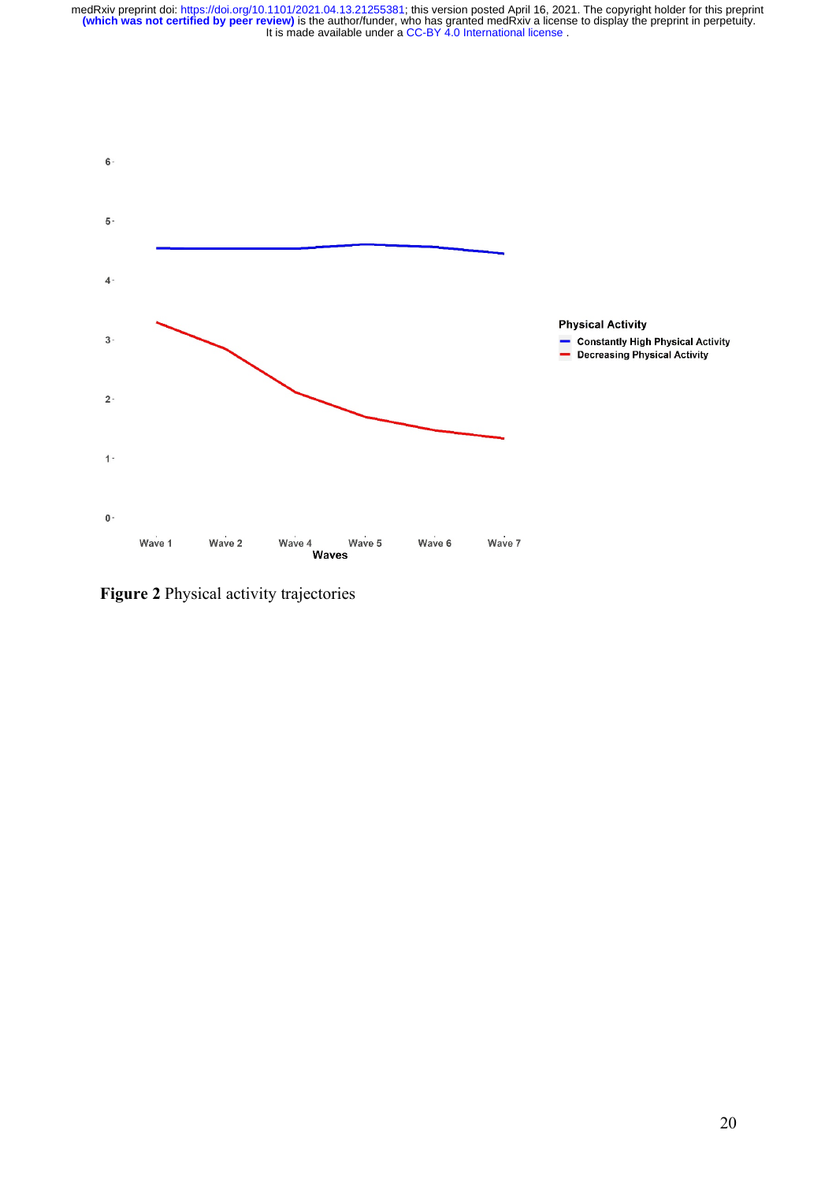**Figure 2** Physical activity trajectories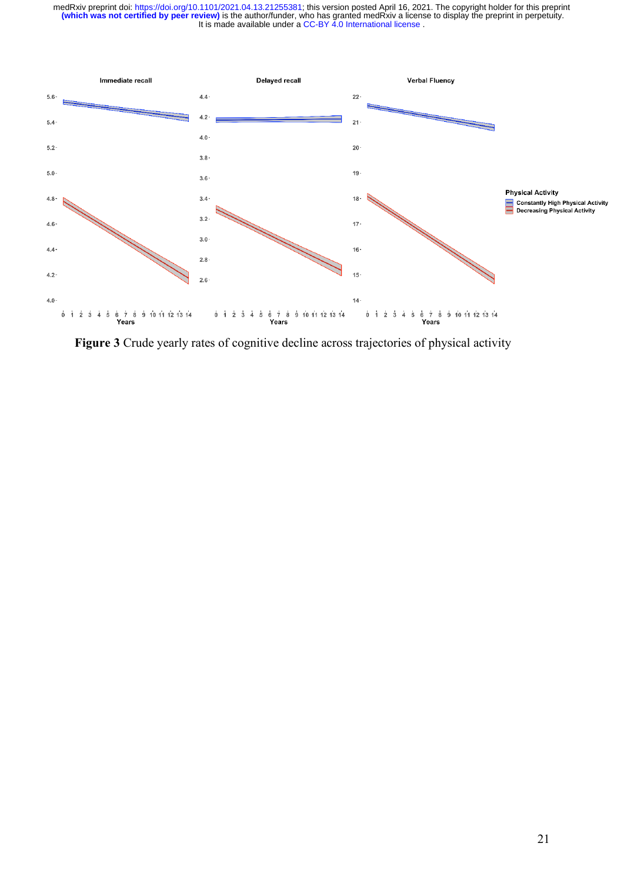**Figure 3** Crude yearly rates of cognitive decline across trajectories of physical activity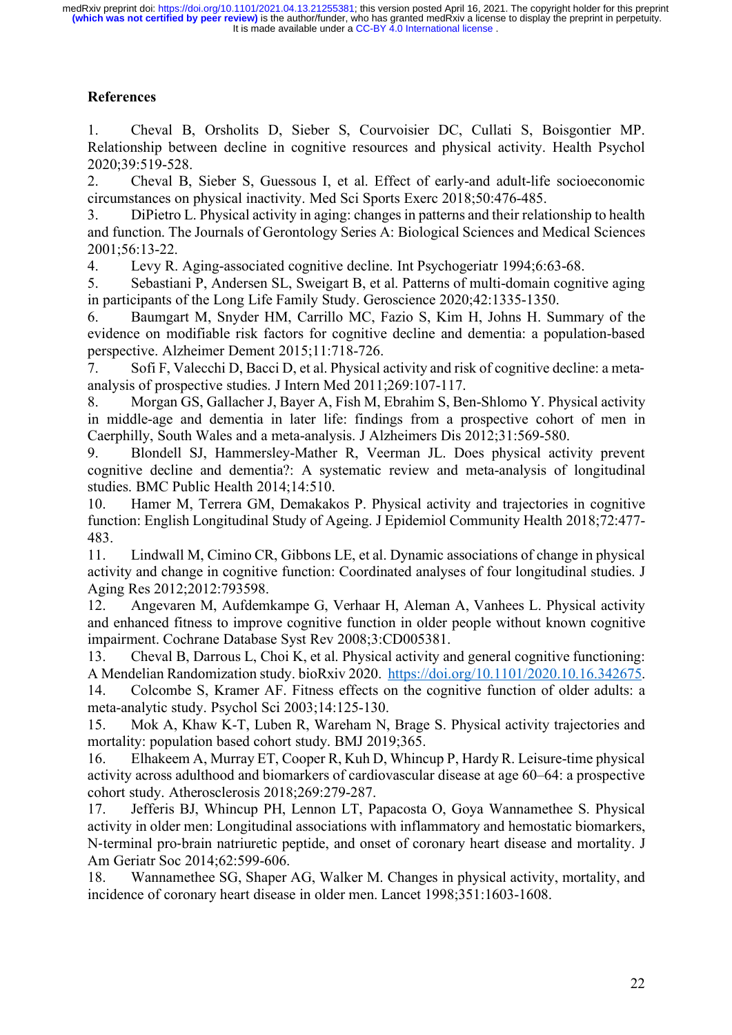## References

1. Cheval B, Orsholits D, Sieber S, Courvoisier DC, Cullati S, Boisgontier MP. Relationship between decline in cognitive resources and physical activity. Health Psychol 2020;39:519-528.
2. Cheval B, Sieber S, Guessous I, et al. Effect of early-and adult-life socioeconomic circumstances on physical inactivity. Med Sci Sports Exerc 2018;50:476-485.
3. DiPietro L. Physical activity in aging: changes in patterns and their relationship to health and function. The Journals of Gerontology Series A: Biological Sciences and Medical Sciences 2001;56:13-22.
4. Levy R. Aging-associated cognitive decline. Int Psychogeriatr 1994;6:63-68.
5. Sebastiani P, Andersen SL, Sweigart B, et al. Patterns of multi-domain cognitive aging in participants of the Long Life Family Study. Geroscience 2020;42:1335-1350.
6. Baumgart M, Snyder HM, Carrillo MC, Fazio S, Kim H, Johns H. Summary of the evidence on modifiable risk factors for cognitive decline and dementia: a population-based perspective. Alzheimer Dement 2015;11:718-726.
7. Sofi F, Valecchi D, Bacci D, et al. Physical activity and risk of cognitive decline: a meta-analysis of prospective studies. J Intern Med 2011;269:107-117.
8. Morgan GS, Gallacher J, Bayer A, Fish M, Ebrahim S, Ben-Shlomo Y. Physical activity in middle-age and dementia in later life: findings from a prospective cohort of men in Caerphilly, South Wales and a meta-analysis. J Alzheimers Dis 2012;31:569-580.
9. Blondell SJ, Hammersley-Mather R, Veerman JL. Does physical activity prevent cognitive decline and dementia?: A systematic review and meta-analysis of longitudinal studies. BMC Public Health 2014;14:510.
10. Hamer M, Terrera GM, Demakakos P. Physical activity and trajectories in cognitive function: English Longitudinal Study of Ageing. J Epidemiol Community Health 2018;72:477-483.
11. Lindwall M, Cimino CR, Gibbons LE, et al. Dynamic associations of change in physical activity and change in cognitive function: Coordinated analyses of four longitudinal studies. J Aging Res 2012;2012:793598.
12. Angevaren M, Aufdemkampe G, Verhaar H, Aleman A, Vanhees L. Physical activity and enhanced fitness to improve cognitive function in older people without known cognitive impairment. Cochrane Database Syst Rev 2008;3:CD005381.
13. Cheval B, Darrous L, Choi K, et al. Physical activity and general cognitive functioning: A Mendelian Randomization study. bioRxiv 2020. https://doi.org/10.1101/2020.10.16.342675.
14. Colcombe S, Kramer AF. Fitness effects on the cognitive function of older adults: a meta-analytic study. Psychol Sci 2003;14:125-130.
15. Mok A, Khaw K-T, Luben R, Wareham N, Brage S. Physical activity trajectories and mortality: population based cohort study. BMJ 2019;365.
16. Elhakeem A, Murray ET, Cooper R, Kuh D, Whincup P, Hardy R. Leisure-time physical activity across adulthood and biomarkers of cardiovascular disease at age 60–64: a prospective cohort study. Atherosclerosis 2018;269:279-287.
17. Jefferis BJ, Whincup PH, Lennon LT, Papacosta O, Goya Wannamethee S. Physical activity in older men: Longitudinal associations with inflammatory and hemostatic biomarkers, N-terminal pro-brain natriuretic peptide, and onset of coronary heart disease and mortality. J Am Geriatr Soc 2014;62:599-606.
18. Wannamethee SG, Shaper AG, Walker M. Changes in physical activity, mortality, and incidence of coronary heart disease in older men. Lancet 1998;351:1603-1608.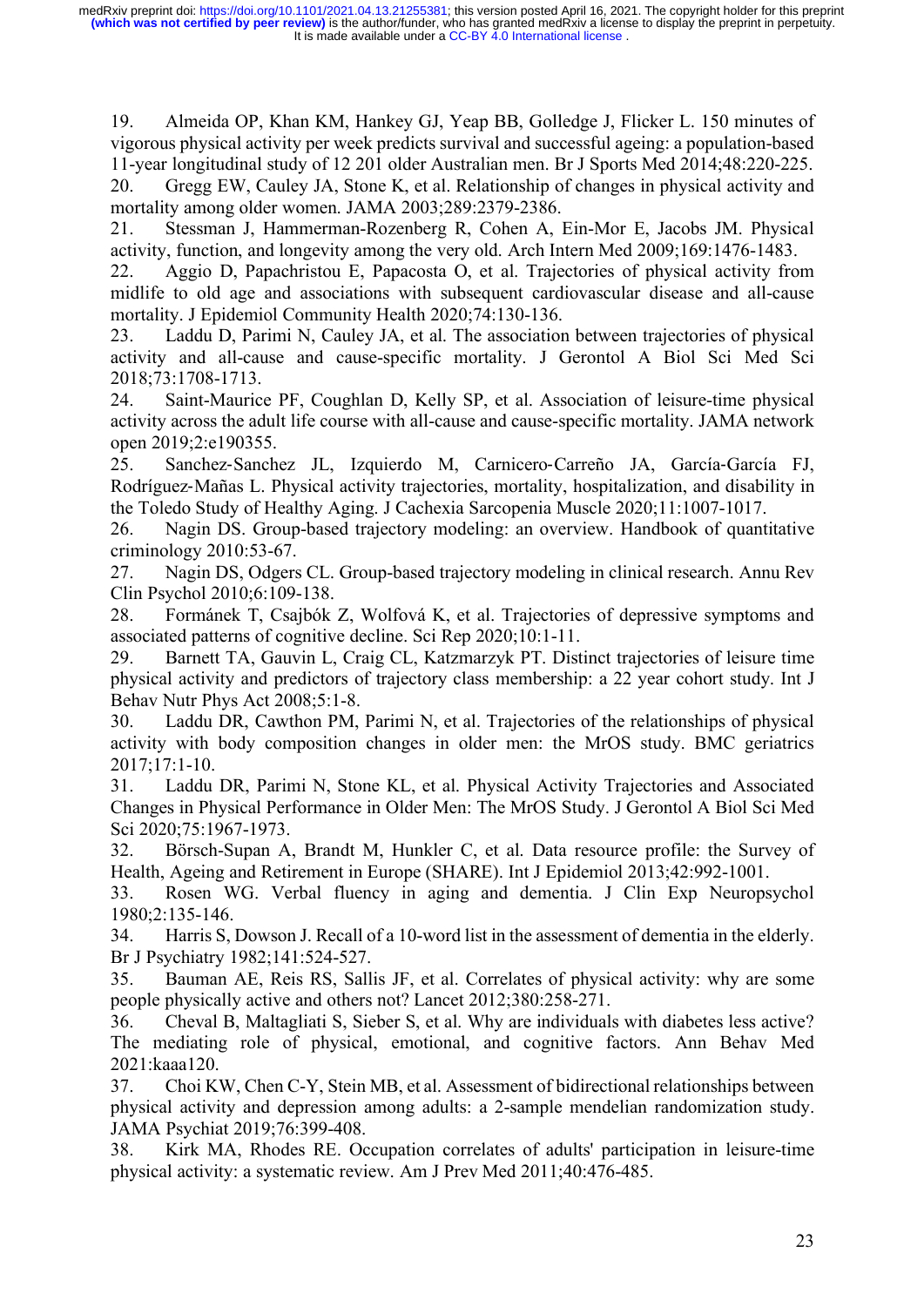19. Almeida OP, Khan KM, Hankey GJ, Yeap BB, Golledge J, Flicker L. 150 minutes of vigorous physical activity per week predicts survival and successful ageing: a population-based 11-year longitudinal study of 12 201 older Australian men. Br J Sports Med 2014;48:220-225.
20. Gregg EW, Cauley JA, Stone K, et al. Relationship of changes in physical activity and mortality among older women. JAMA 2003;289:2379-2386.
21. Stessman J, Hammerman-Rozenberg R, Cohen A, Ein-Mor E, Jacobs JM. Physical activity, function, and longevity among the very old. Arch Intern Med 2009;169:1476-1483.
22. Aggio D, Papachristou E, Papacosta O, et al. Trajectories of physical activity from midlife to old age and associations with subsequent cardiovascular disease and all-cause mortality. J Epidemiol Community Health 2020;74:130-136.
23. Laddu D, Parimi N, Cauley JA, et al. The association between trajectories of physical activity and all-cause and cause-specific mortality. J Gerontol A Biol Sci Med Sci 2018;73:1708-1713.
24. Saint-Maurice PF, Coughlan D, Kelly SP, et al. Association of leisure-time physical activity across the adult life course with all-cause and cause-specific mortality. JAMA network open 2019;2:e190355.
25. Sanchez‐Sanchez JL, Izquierdo M, Carnicero‐Carreño JA, García‐García FJ, Rodríguez‐Mañas L. Physical activity trajectories, mortality, hospitalization, and disability in the Toledo Study of Healthy Aging. J Cachexia Sarcopenia Muscle 2020;11:1007-1017.
26. Nagin DS. Group-based trajectory modeling: an overview. Handbook of quantitative criminology 2010:53-67.
27. Nagin DS, Odgers CL. Group-based trajectory modeling in clinical research. Annu Rev Clin Psychol 2010;6:109-138.
28. Formánek T, Csajbók Z, Wolfová K, et al. Trajectories of depressive symptoms and associated patterns of cognitive decline. Sci Rep 2020;10:1-11.
29. Barnett TA, Gauvin L, Craig CL, Katzmarzyk PT. Distinct trajectories of leisure time physical activity and predictors of trajectory class membership: a 22 year cohort study. Int J Behav Nutr Phys Act 2008;5:1-8.
30. Laddu DR, Cawthon PM, Parimi N, et al. Trajectories of the relationships of physical activity with body composition changes in older men: the MrOS study. BMC geriatrics 2017;17:1-10.
31. Laddu DR, Parimi N, Stone KL, et al. Physical Activity Trajectories and Associated Changes in Physical Performance in Older Men: The MrOS Study. J Gerontol A Biol Sci Med Sci 2020;75:1967-1973.
32. Börsch-Supan A, Brandt M, Hunkler C, et al. Data resource profile: the Survey of Health, Ageing and Retirement in Europe (SHARE). Int J Epidemiol 2013;42:992-1001.
33. Rosen WG. Verbal fluency in aging and dementia. J Clin Exp Neuropsychol 1980;2:135-146.
34. Harris S, Dowson J. Recall of a 10-word list in the assessment of dementia in the elderly. Br J Psychiatry 1982;141:524-527.
35. Bauman AE, Reis RS, Sallis JF, et al. Correlates of physical activity: why are some people physically active and others not? Lancet 2012;380:258-271.
36. Cheval B, Maltagliati S, Sieber S, et al. Why are individuals with diabetes less active? The mediating role of physical, emotional, and cognitive factors. Ann Behav Med 2021:kaaa120.
37. Choi KW, Chen C-Y, Stein MB, et al. Assessment of bidirectional relationships between physical activity and depression among adults: a 2-sample mendelian randomization study. JAMA Psychiat 2019;76:399-408.
38. Kirk MA, Rhodes RE. Occupation correlates of adults' participation in leisure-time physical activity: a systematic review. Am J Prev Med 2011;40:476-485.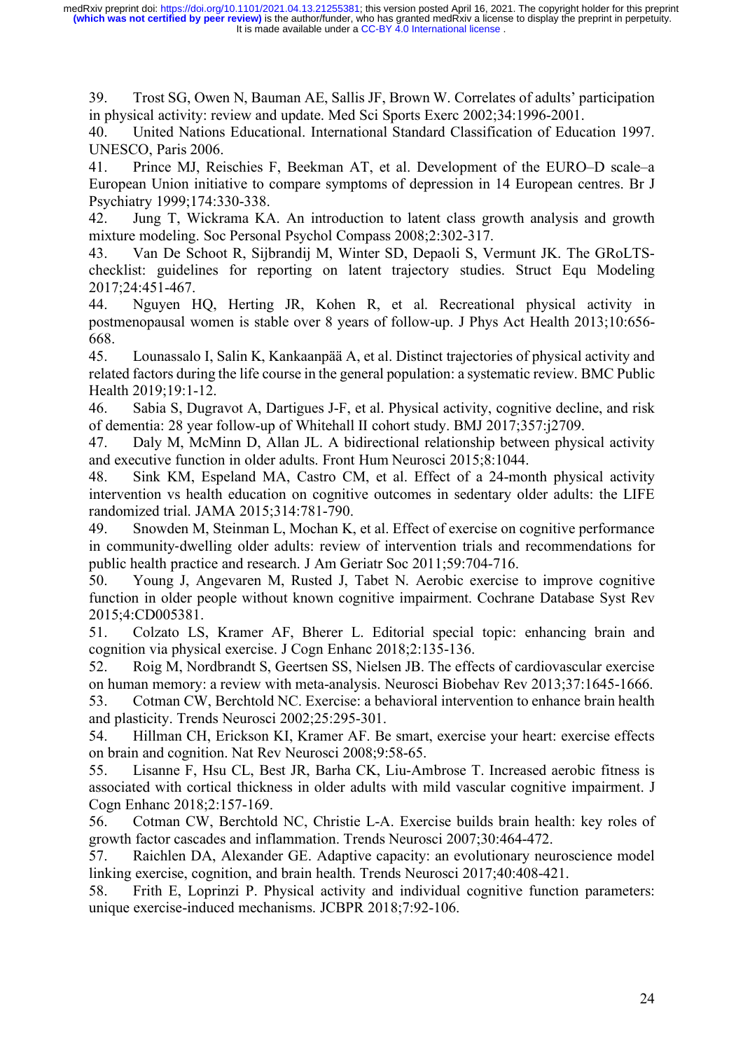39. Trost SG, Owen N, Bauman AE, Sallis JF, Brown W. Correlates of adults' participation in physical activity: review and update. Med Sci Sports Exerc 2002;34:1996-2001.
40. United Nations Educational. International Standard Classification of Education 1997. UNESCO, Paris 2006.
41. Prince MJ, Reischies F, Beekman AT, et al. Development of the EURO–D scale–a European Union initiative to compare symptoms of depression in 14 European centres. Br J Psychiatry 1999;174:330-338.
42. Jung T, Wickrama KA. An introduction to latent class growth analysis and growth mixture modeling. Soc Personal Psychol Compass 2008;2:302-317.
43. Van De Schoot R, Sijbrandij M, Winter SD, Depaoli S, Vermunt JK. The GRoLTS-checklist: guidelines for reporting on latent trajectory studies. Struct Equ Modeling 2017;24:451-467.
44. Nguyen HQ, Herting JR, Kohen R, et al. Recreational physical activity in postmenopausal women is stable over 8 years of follow-up. J Phys Act Health 2013;10:656-668.
45. Lounassalo I, Salin K, Kankaanpää A, et al. Distinct trajectories of physical activity and related factors during the life course in the general population: a systematic review. BMC Public Health 2019;19:1-12.
46. Sabia S, Dugravot A, Dartigues J-F, et al. Physical activity, cognitive decline, and risk of dementia: 28 year follow-up of Whitehall II cohort study. BMJ 2017;357:j2709.
47. Daly M, McMinn D, Allan JL. A bidirectional relationship between physical activity and executive function in older adults. Front Hum Neurosci 2015;8:1044.
48. Sink KM, Espeland MA, Castro CM, et al. Effect of a 24-month physical activity intervention vs health education on cognitive outcomes in sedentary older adults: the LIFE randomized trial. JAMA 2015;314:781-790.
49. Snowden M, Steinman L, Mochan K, et al. Effect of exercise on cognitive performance in community-dwelling older adults: review of intervention trials and recommendations for public health practice and research. J Am Geriatr Soc 2011;59:704-716.
50. Young J, Angevaren M, Rusted J, Tabet N. Aerobic exercise to improve cognitive function in older people without known cognitive impairment. Cochrane Database Syst Rev 2015;4:CD005381.
51. Colzato LS, Kramer AF, Bherer L. Editorial special topic: enhancing brain and cognition via physical exercise. J Cogn Enhanc 2018;2:135-136.
52. Roig M, Nordbrandt S, Geertsen SS, Nielsen JB. The effects of cardiovascular exercise on human memory: a review with meta-analysis. Neurosci Biobehav Rev 2013;37:1645-1666.
53. Cotman CW, Berchtold NC. Exercise: a behavioral intervention to enhance brain health and plasticity. Trends Neurosci 2002;25:295-301.
54. Hillman CH, Erickson KI, Kramer AF. Be smart, exercise your heart: exercise effects on brain and cognition. Nat Rev Neurosci 2008;9:58-65.
55. Lisanne F, Hsu CL, Best JR, Barha CK, Liu-Ambrose T. Increased aerobic fitness is associated with cortical thickness in older adults with mild vascular cognitive impairment. J Cogn Enhanc 2018;2:157-169.
56. Cotman CW, Berchtold NC, Christie L-A. Exercise builds brain health: key roles of growth factor cascades and inflammation. Trends Neurosci 2007;30:464-472.
57. Raichlen DA, Alexander GE. Adaptive capacity: an evolutionary neuroscience model linking exercise, cognition, and brain health. Trends Neurosci 2017;40:408-421.
58. Frith E, Loprinzi P. Physical activity and individual cognitive function parameters: unique exercise-induced mechanisms. JCBPR 2018;7:92-106.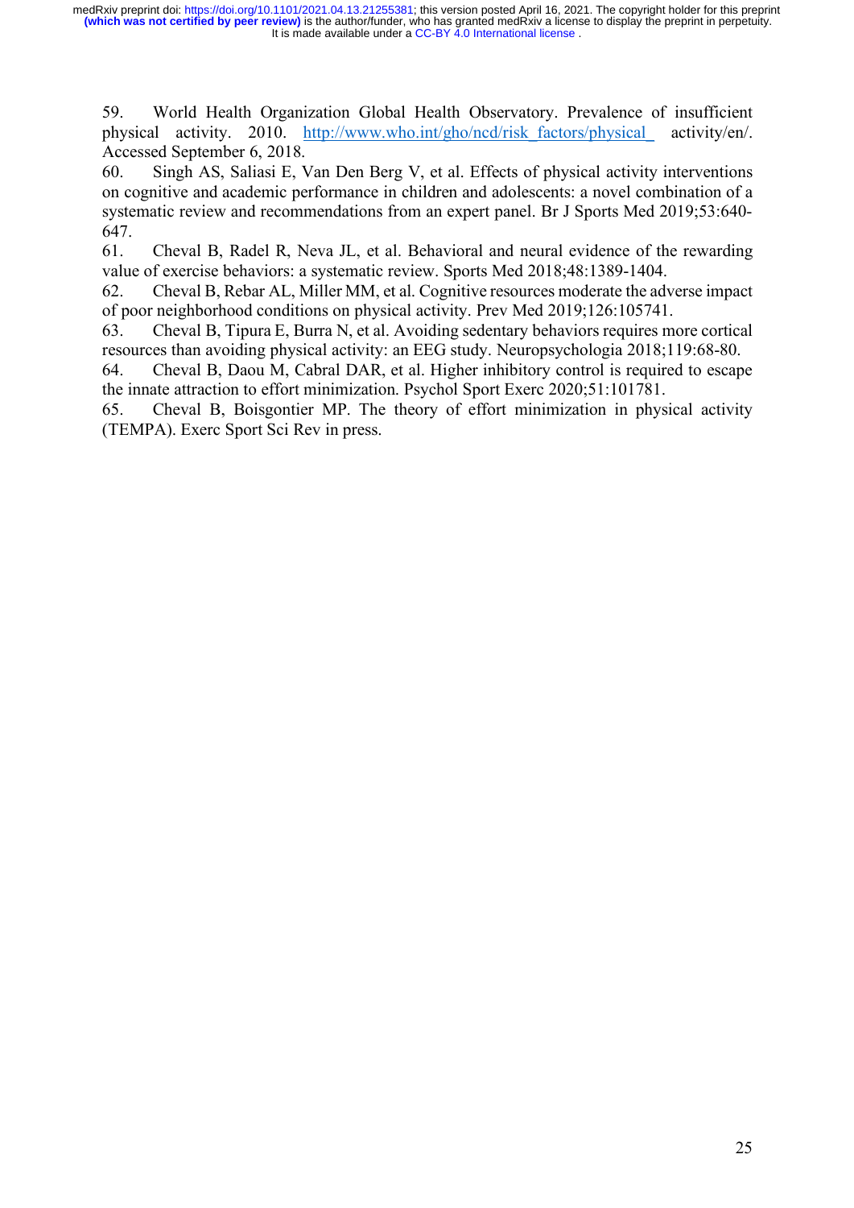59. World Health Organization Global Health Observatory. Prevalence of insufficient physical activity. 2010. http://www.who.int/gho/ncd/risk_factors/physical_ activity/en/. Accessed September 6, 2018.

60. Singh AS, Saliasi E, Van Den Berg V, et al. Effects of physical activity interventions on cognitive and academic performance in children and adolescents: a novel combination of a systematic review and recommendations from an expert panel. Br J Sports Med 2019;53:640-647.

61. Cheval B, Radel R, Neva JL, et al. Behavioral and neural evidence of the rewarding value of exercise behaviors: a systematic review. Sports Med 2018;48:1389-1404.

62. Cheval B, Rebar AL, Miller MM, et al. Cognitive resources moderate the adverse impact of poor neighborhood conditions on physical activity. Prev Med 2019;126:105741.

63. Cheval B, Tipura E, Burra N, et al. Avoiding sedentary behaviors requires more cortical resources than avoiding physical activity: an EEG study. Neuropsychologia 2018;119:68-80.

64. Cheval B, Daou M, Cabral DAR, et al. Higher inhibitory control is required to escape the innate attraction to effort minimization. Psychol Sport Exerc 2020;51:101781.

65. Cheval B, Boisgontier MP. The theory of effort minimization in physical activity (TEMPA). Exerc Sport Sci Rev in press.